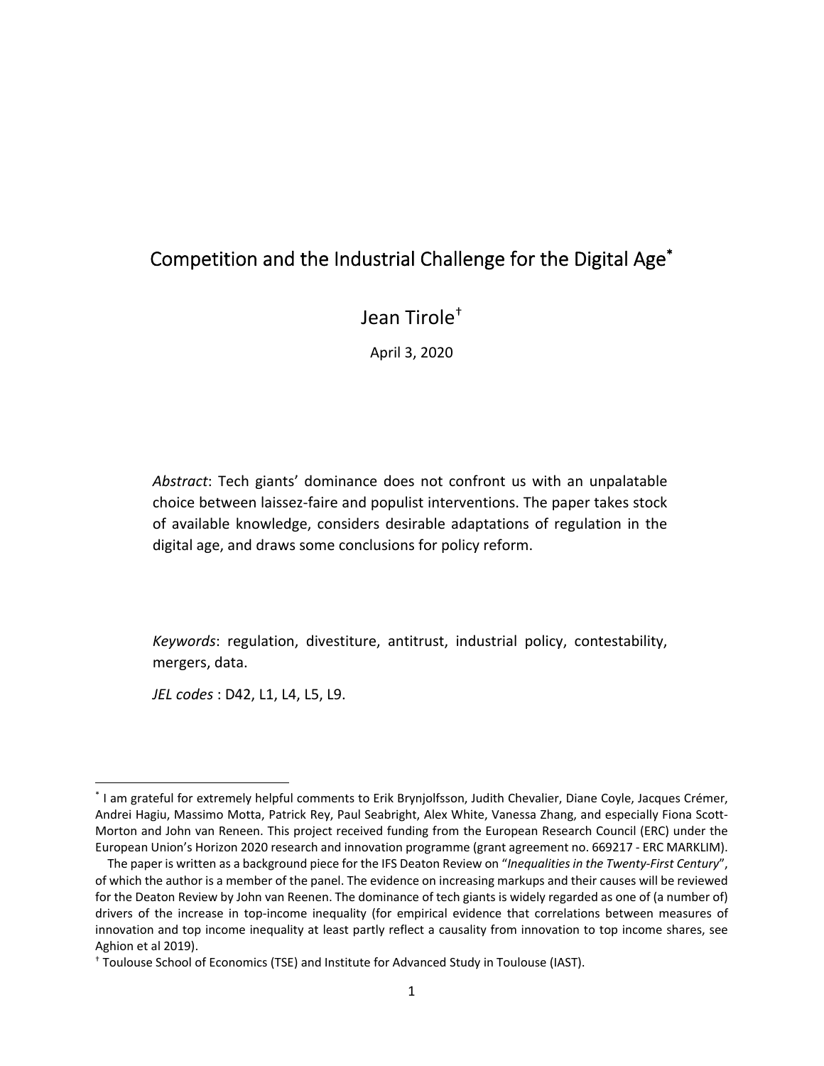# Competition and the Industrial Challenge for the Digital Age[*]

Jean Tirole[†]

April 3, 2020

*Abstract*: Tech giants' dominance does not confront us with an unpalatable choice between laissez-faire and populist interventions. The paper takes stock of available knowledge, considers desirable adaptations of regulation in the digital age, and draws some conclusions for policy reform.

*Keywords*: regulation, divestiture, antitrust, industrial policy, contestability, mergers, data.

*JEL codes* : D42, L1, L4, L5, L9.

---

[*] I am grateful for extremely helpful comments to Erik Brynjolfsson, Judith Chevalier, Diane Coyle, Jacques Crémer, Andrei Hagiu, Massimo Motta, Patrick Rey, Paul Seabright, Alex White, Vanessa Zhang, and especially Fiona Scott-Morton and John van Reneen. This project received funding from the European Research Council (ERC) under the European Union's Horizon 2020 research and innovation programme (grant agreement no. 669217 - ERC MARKLIM).

The paper is written as a background piece for the IFS Deaton Review on "*Inequalities in the Twenty-First Century*", of which the author is a member of the panel. The evidence on increasing markups and their causes will be reviewed for the Deaton Review by John van Reenen. The dominance of tech giants is widely regarded as one of (a number of) drivers of the increase in top-income inequality (for empirical evidence that correlations between measures of innovation and top income inequality at least partly reflect a causality from innovation to top income shares, see Aghion et al 2019).

[†] Toulouse School of Economics (TSE) and Institute for Advanced Study in Toulouse (IAST).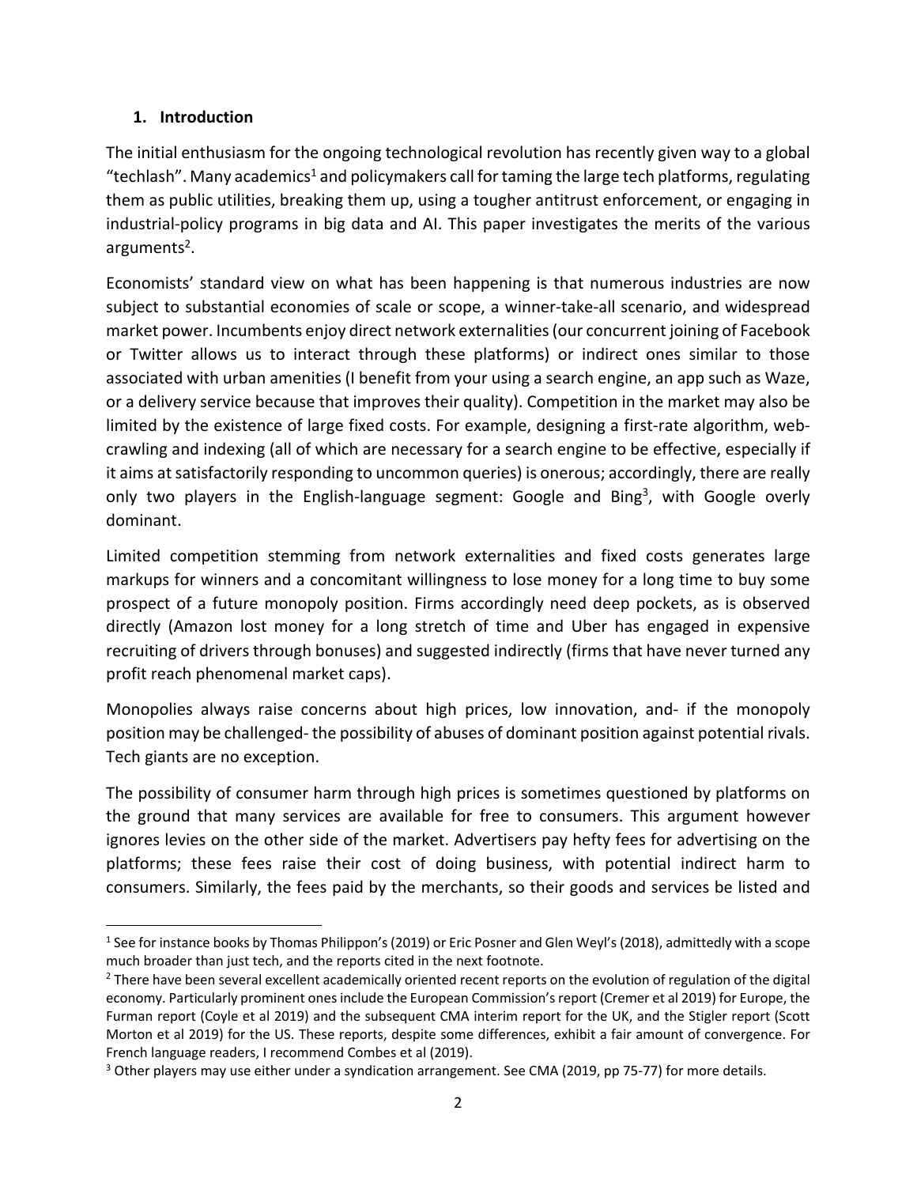## 1. Introduction

The initial enthusiasm for the ongoing technological revolution has recently given way to a global "techlash". Many academics[1] and policymakers call for taming the large tech platforms, regulating them as public utilities, breaking them up, using a tougher antitrust enforcement, or engaging in industrial-policy programs in big data and AI. This paper investigates the merits of the various arguments[2].

Economists' standard view on what has been happening is that numerous industries are now subject to substantial economies of scale or scope, a winner-take-all scenario, and widespread market power. Incumbents enjoy direct network externalities (our concurrent joining of Facebook or Twitter allows us to interact through these platforms) or indirect ones similar to those associated with urban amenities (I benefit from your using a search engine, an app such as Waze, or a delivery service because that improves their quality). Competition in the market may also be limited by the existence of large fixed costs. For example, designing a first-rate algorithm, web-crawling and indexing (all of which are necessary for a search engine to be effective, especially if it aims at satisfactorily responding to uncommon queries) is onerous; accordingly, there are really only two players in the English-language segment: Google and Bing[3], with Google overly dominant.

Limited competition stemming from network externalities and fixed costs generates large markups for winners and a concomitant willingness to lose money for a long time to buy some prospect of a future monopoly position. Firms accordingly need deep pockets, as is observed directly (Amazon lost money for a long stretch of time and Uber has engaged in expensive recruiting of drivers through bonuses) and suggested indirectly (firms that have never turned any profit reach phenomenal market caps).

Monopolies always raise concerns about high prices, low innovation, and- if the monopoly position may be challenged- the possibility of abuses of dominant position against potential rivals. Tech giants are no exception.

The possibility of consumer harm through high prices is sometimes questioned by platforms on the ground that many services are available for free to consumers. This argument however ignores levies on the other side of the market. Advertisers pay hefty fees for advertising on the platforms; these fees raise their cost of doing business, with potential indirect harm to consumers. Similarly, the fees paid by the merchants, so their goods and services be listed and

---

[1] See for instance books by Thomas Philippon's (2019) or Eric Posner and Glen Weyl's (2018), admittedly with a scope much broader than just tech, and the reports cited in the next footnote.

[2] There have been several excellent academically oriented recent reports on the evolution of regulation of the digital economy. Particularly prominent ones include the European Commission's report (Cremer et al 2019) for Europe, the Furman report (Coyle et al 2019) and the subsequent CMA interim report for the UK, and the Stigler report (Scott Morton et al 2019) for the US. These reports, despite some differences, exhibit a fair amount of convergence. For French language readers, I recommend Combes et al (2019).

[3] Other players may use either under a syndication arrangement. See CMA (2019, pp 75-77) for more details.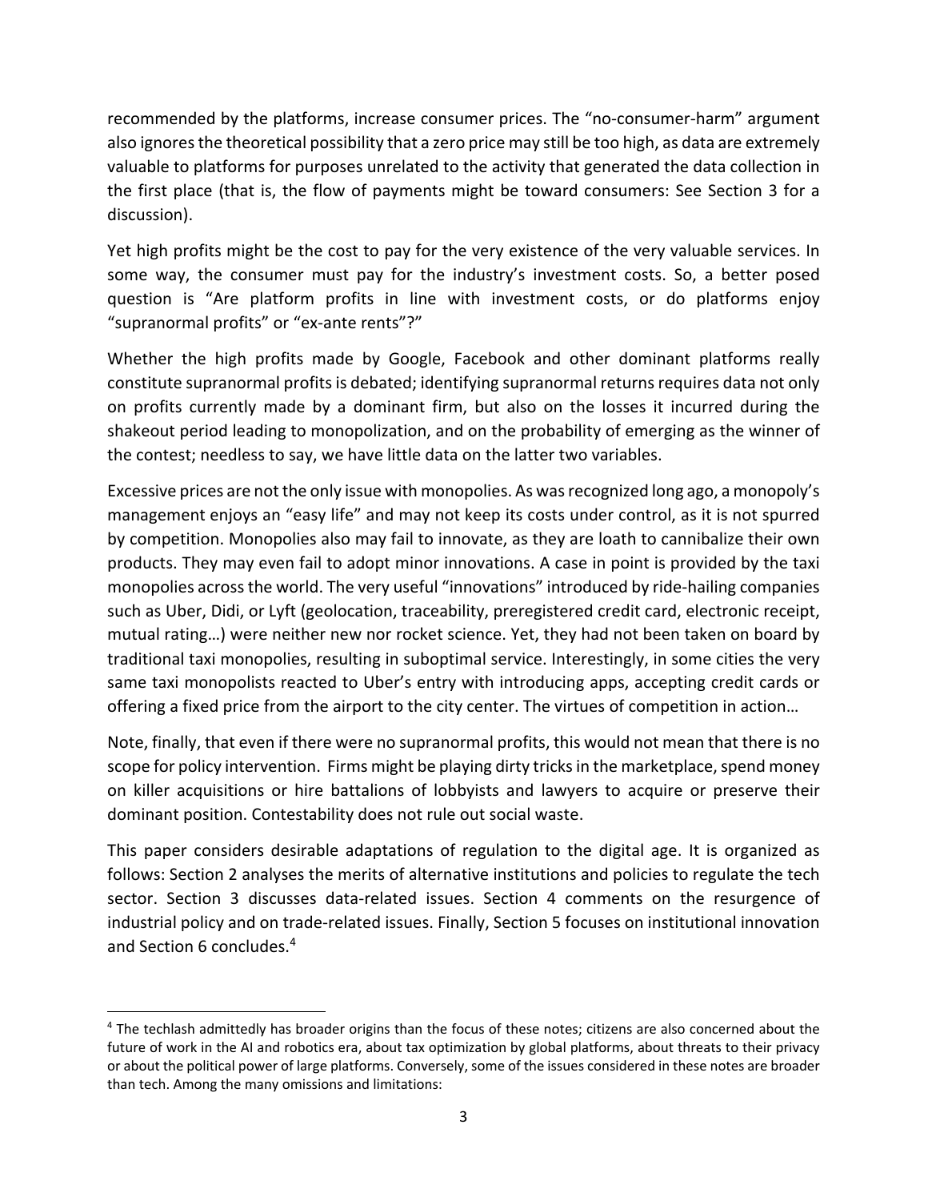recommended by the platforms, increase consumer prices. The "no-consumer-harm" argument also ignores the theoretical possibility that a zero price may still be too high, as data are extremely valuable to platforms for purposes unrelated to the activity that generated the data collection in the first place (that is, the flow of payments might be toward consumers: See Section 3 for a discussion).

Yet high profits might be the cost to pay for the very existence of the very valuable services. In some way, the consumer must pay for the industry's investment costs. So, a better posed question is "Are platform profits in line with investment costs, or do platforms enjoy "supranormal profits" or "ex-ante rents"?"

Whether the high profits made by Google, Facebook and other dominant platforms really constitute supranormal profits is debated; identifying supranormal returns requires data not only on profits currently made by a dominant firm, but also on the losses it incurred during the shakeout period leading to monopolization, and on the probability of emerging as the winner of the contest; needless to say, we have little data on the latter two variables.

Excessive prices are not the only issue with monopolies. As was recognized long ago, a monopoly's management enjoys an "easy life" and may not keep its costs under control, as it is not spurred by competition. Monopolies also may fail to innovate, as they are loath to cannibalize their own products. They may even fail to adopt minor innovations. A case in point is provided by the taxi monopolies across the world. The very useful "innovations" introduced by ride-hailing companies such as Uber, Didi, or Lyft (geolocation, traceability, preregistered credit card, electronic receipt, mutual rating…) were neither new nor rocket science. Yet, they had not been taken on board by traditional taxi monopolies, resulting in suboptimal service. Interestingly, in some cities the very same taxi monopolists reacted to Uber's entry with introducing apps, accepting credit cards or offering a fixed price from the airport to the city center. The virtues of competition in action…

Note, finally, that even if there were no supranormal profits, this would not mean that there is no scope for policy intervention. Firms might be playing dirty tricks in the marketplace, spend money on killer acquisitions or hire battalions of lobbyists and lawyers to acquire or preserve their dominant position. Contestability does not rule out social waste.

This paper considers desirable adaptations of regulation to the digital age. It is organized as follows: Section 2 analyses the merits of alternative institutions and policies to regulate the tech sector. Section 3 discusses data-related issues. Section 4 comments on the resurgence of industrial policy and on trade-related issues. Finally, Section 5 focuses on institutional innovation and Section 6 concludes.[4]

---

[4] The techlash admittedly has broader origins than the focus of these notes; citizens are also concerned about the future of work in the AI and robotics era, about tax optimization by global platforms, about threats to their privacy or about the political power of large platforms. Conversely, some of the issues considered in these notes are broader than tech. Among the many omissions and limitations: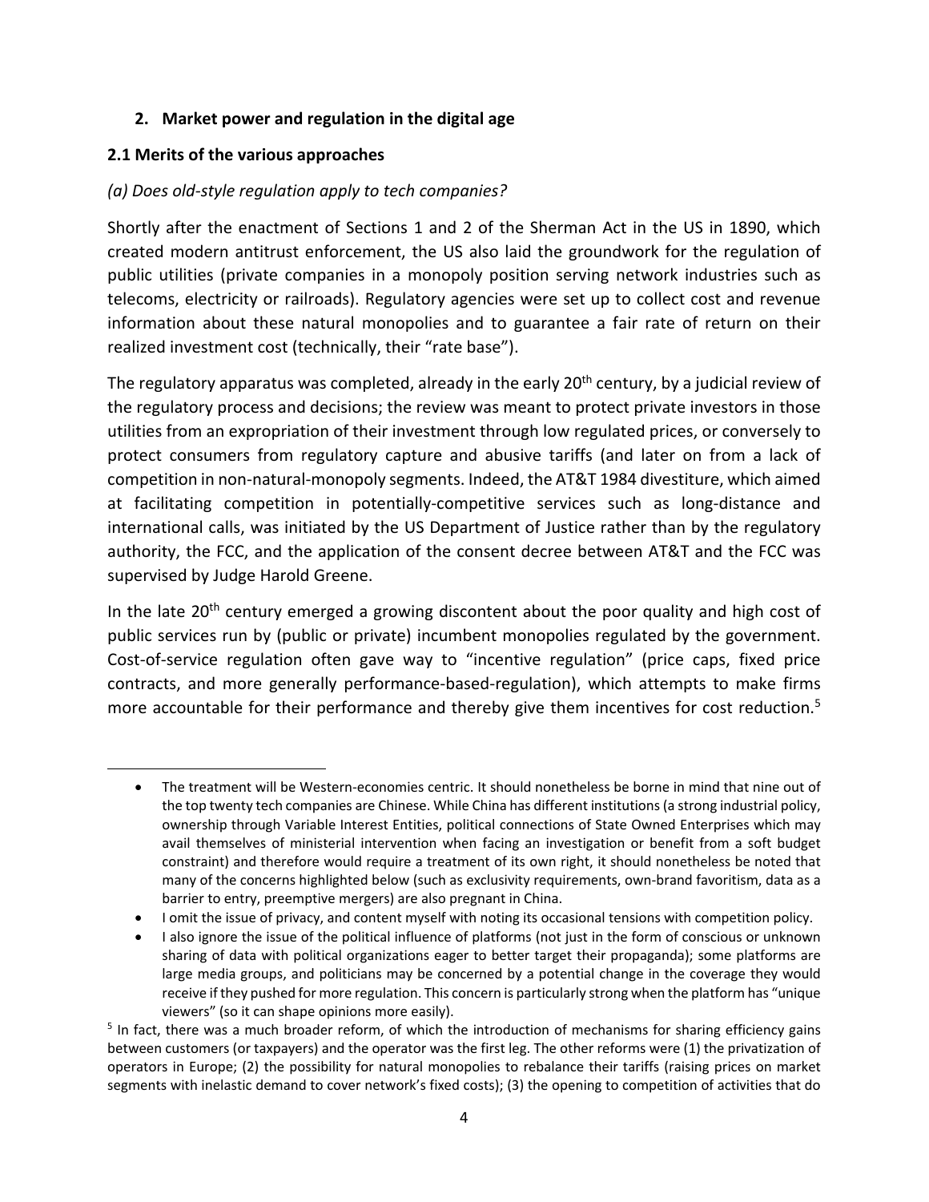## 2. Market power and regulation in the digital age

### 2.1 Merits of the various approaches

*(a) Does old-style regulation apply to tech companies?*

Shortly after the enactment of Sections 1 and 2 of the Sherman Act in the US in 1890, which created modern antitrust enforcement, the US also laid the groundwork for the regulation of public utilities (private companies in a monopoly position serving network industries such as telecoms, electricity or railroads). Regulatory agencies were set up to collect cost and revenue information about these natural monopolies and to guarantee a fair rate of return on their realized investment cost (technically, their "rate base").

The regulatory apparatus was completed, already in the early 20th century, by a judicial review of the regulatory process and decisions; the review was meant to protect private investors in those utilities from an expropriation of their investment through low regulated prices, or conversely to protect consumers from regulatory capture and abusive tariffs (and later on from a lack of competition in non-natural-monopoly segments. Indeed, the AT&T 1984 divestiture, which aimed at facilitating competition in potentially-competitive services such as long-distance and international calls, was initiated by the US Department of Justice rather than by the regulatory authority, the FCC, and the application of the consent decree between AT&T and the FCC was supervised by Judge Harold Greene.

In the late 20th century emerged a growing discontent about the poor quality and high cost of public services run by (public or private) incumbent monopolies regulated by the government. Cost-of-service regulation often gave way to "incentive regulation" (price caps, fixed price contracts, and more generally performance-based-regulation), which attempts to make firms more accountable for their performance and thereby give them incentives for cost reduction.[5]

---

- The treatment will be Western-economies centric. It should nonetheless be borne in mind that nine out of the top twenty tech companies are Chinese. While China has different institutions (a strong industrial policy, ownership through Variable Interest Entities, political connections of State Owned Enterprises which may avail themselves of ministerial intervention when facing an investigation or benefit from a soft budget constraint) and therefore would require a treatment of its own right, it should nonetheless be noted that many of the concerns highlighted below (such as exclusivity requirements, own-brand favoritism, data as a barrier to entry, preemptive mergers) are also pregnant in China.
- I omit the issue of privacy, and content myself with noting its occasional tensions with competition policy.
- I also ignore the issue of the political influence of platforms (not just in the form of conscious or unknown sharing of data with political organizations eager to better target their propaganda); some platforms are large media groups, and politicians may be concerned by a potential change in the coverage they would receive if they pushed for more regulation. This concern is particularly strong when the platform has "unique viewers" (so it can shape opinions more easily).

[5] In fact, there was a much broader reform, of which the introduction of mechanisms for sharing efficiency gains between customers (or taxpayers) and the operator was the first leg. The other reforms were (1) the privatization of operators in Europe; (2) the possibility for natural monopolies to rebalance their tariffs (raising prices on market segments with inelastic demand to cover network's fixed costs); (3) the opening to competition of activities that do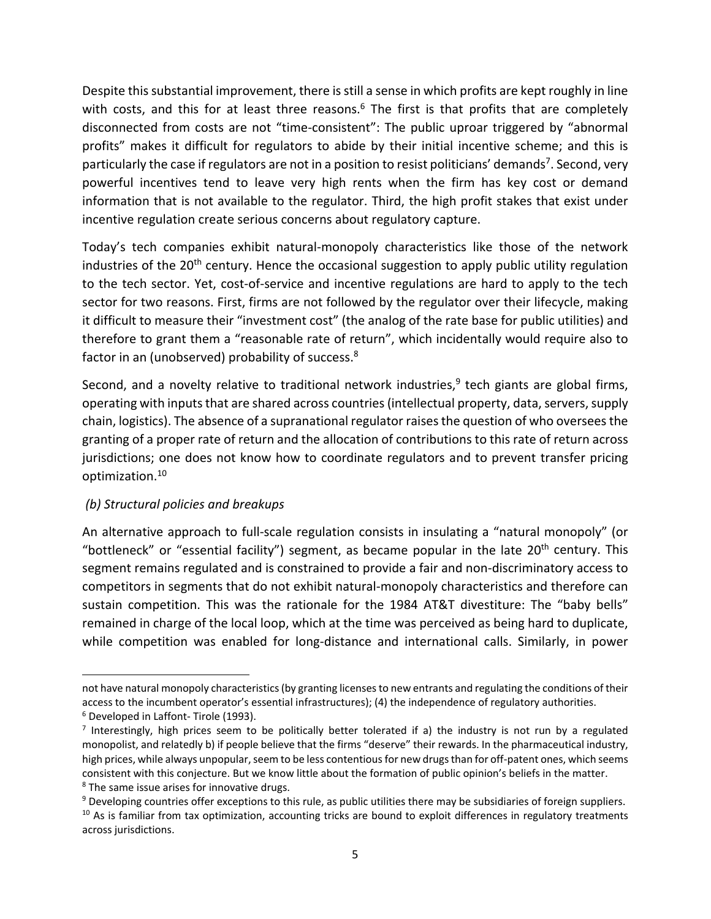Despite this substantial improvement, there is still a sense in which profits are kept roughly in line with costs, and this for at least three reasons.[6] The first is that profits that are completely disconnected from costs are not "time-consistent": The public uproar triggered by "abnormal profits" makes it difficult for regulators to abide by their initial incentive scheme; and this is particularly the case if regulators are not in a position to resist politicians' demands[7]. Second, very powerful incentives tend to leave very high rents when the firm has key cost or demand information that is not available to the regulator. Third, the high profit stakes that exist under incentive regulation create serious concerns about regulatory capture.

Today's tech companies exhibit natural-monopoly characteristics like those of the network industries of the 20th century. Hence the occasional suggestion to apply public utility regulation to the tech sector. Yet, cost-of-service and incentive regulations are hard to apply to the tech sector for two reasons. First, firms are not followed by the regulator over their lifecycle, making it difficult to measure their "investment cost" (the analog of the rate base for public utilities) and therefore to grant them a "reasonable rate of return", which incidentally would require also to factor in an (unobserved) probability of success.[8]

Second, and a novelty relative to traditional network industries,[9] tech giants are global firms, operating with inputs that are shared across countries (intellectual property, data, servers, supply chain, logistics). The absence of a supranational regulator raises the question of who oversees the granting of a proper rate of return and the allocation of contributions to this rate of return across jurisdictions; one does not know how to coordinate regulators and to prevent transfer pricing optimization.[10]

*(b) Structural policies and breakups*

An alternative approach to full-scale regulation consists in insulating a "natural monopoly" (or "bottleneck" or "essential facility") segment, as became popular in the late 20th century. This segment remains regulated and is constrained to provide a fair and non-discriminatory access to competitors in segments that do not exhibit natural-monopoly characteristics and therefore can sustain competition. This was the rationale for the 1984 AT&T divestiture: The "baby bells" remained in charge of the local loop, which at the time was perceived as being hard to duplicate, while competition was enabled for long-distance and international calls. Similarly, in power

---

not have natural monopoly characteristics (by granting licenses to new entrants and regulating the conditions of their access to the incumbent operator's essential infrastructures); (4) the independence of regulatory authorities.

[6] Developed in Laffont- Tirole (1993).

[7] Interestingly, high prices seem to be politically better tolerated if a) the industry is not run by a regulated monopolist, and relatedly b) if people believe that the firms "deserve" their rewards. In the pharmaceutical industry, high prices, while always unpopular, seem to be less contentious for new drugs than for off-patent ones, which seems consistent with this conjecture. But we know little about the formation of public opinion's beliefs in the matter.

[8] The same issue arises for innovative drugs.

[9] Developing countries offer exceptions to this rule, as public utilities there may be subsidiaries of foreign suppliers.

[10] As is familiar from tax optimization, accounting tricks are bound to exploit differences in regulatory treatments across jurisdictions.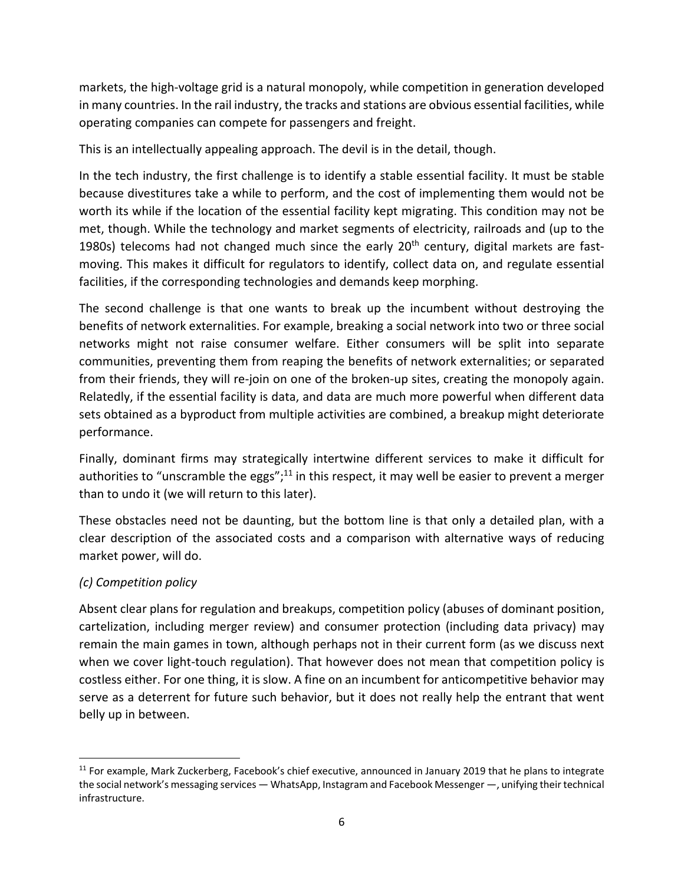markets, the high-voltage grid is a natural monopoly, while competition in generation developed in many countries. In the rail industry, the tracks and stations are obvious essential facilities, while operating companies can compete for passengers and freight.

This is an intellectually appealing approach. The devil is in the detail, though.

In the tech industry, the first challenge is to identify a stable essential facility. It must be stable because divestitures take a while to perform, and the cost of implementing them would not be worth its while if the location of the essential facility kept migrating. This condition may not be met, though. While the technology and market segments of electricity, railroads and (up to the 1980s) telecoms had not changed much since the early 20th century, digital markets are fast-moving. This makes it difficult for regulators to identify, collect data on, and regulate essential facilities, if the corresponding technologies and demands keep morphing.

The second challenge is that one wants to break up the incumbent without destroying the benefits of network externalities. For example, breaking a social network into two or three social networks might not raise consumer welfare. Either consumers will be split into separate communities, preventing them from reaping the benefits of network externalities; or separated from their friends, they will re-join on one of the broken-up sites, creating the monopoly again. Relatedly, if the essential facility is data, and data are much more powerful when different data sets obtained as a byproduct from multiple activities are combined, a breakup might deteriorate performance.

Finally, dominant firms may strategically intertwine different services to make it difficult for authorities to "unscramble the eggs";[11] in this respect, it may well be easier to prevent a merger than to undo it (we will return to this later).

These obstacles need not be daunting, but the bottom line is that only a detailed plan, with a clear description of the associated costs and a comparison with alternative ways of reducing market power, will do.

*(c) Competition policy*

Absent clear plans for regulation and breakups, competition policy (abuses of dominant position, cartelization, including merger review) and consumer protection (including data privacy) may remain the main games in town, although perhaps not in their current form (as we discuss next when we cover light-touch regulation). That however does not mean that competition policy is costless either. For one thing, it is slow. A fine on an incumbent for anticompetitive behavior may serve as a deterrent for future such behavior, but it does not really help the entrant that went belly up in between.

[11] For example, Mark Zuckerberg, Facebook's chief executive, announced in January 2019 that he plans to integrate the social network's messaging services — WhatsApp, Instagram and Facebook Messenger —, unifying their technical infrastructure.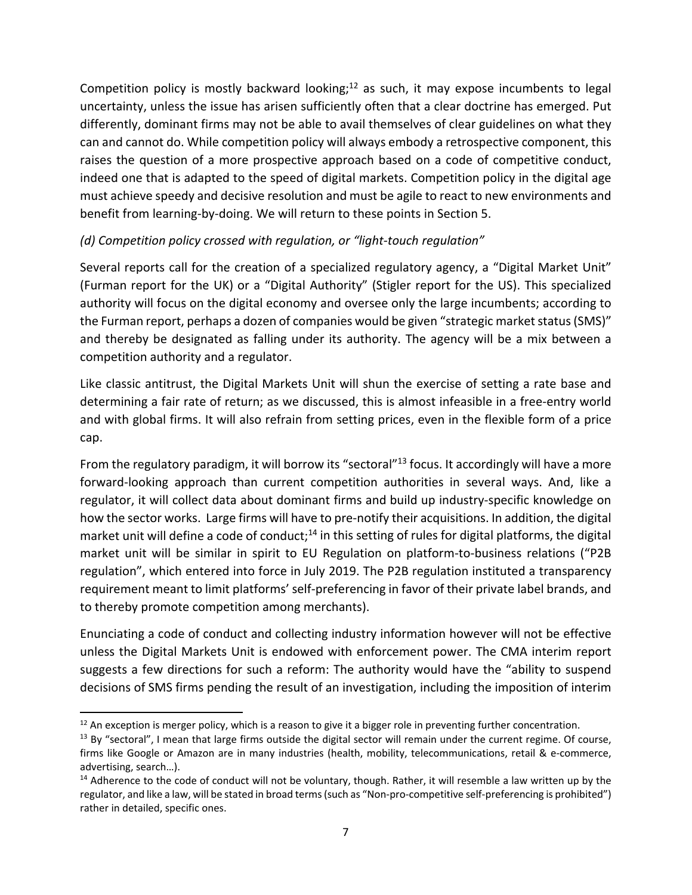Competition policy is mostly backward looking;[12] as such, it may expose incumbents to legal uncertainty, unless the issue has arisen sufficiently often that a clear doctrine has emerged. Put differently, dominant firms may not be able to avail themselves of clear guidelines on what they can and cannot do. While competition policy will always embody a retrospective component, this raises the question of a more prospective approach based on a code of competitive conduct, indeed one that is adapted to the speed of digital markets. Competition policy in the digital age must achieve speedy and decisive resolution and must be agile to react to new environments and benefit from learning-by-doing. We will return to these points in Section 5.

*(d) Competition policy crossed with regulation, or "light-touch regulation"*

Several reports call for the creation of a specialized regulatory agency, a "Digital Market Unit" (Furman report for the UK) or a "Digital Authority" (Stigler report for the US). This specialized authority will focus on the digital economy and oversee only the large incumbents; according to the Furman report, perhaps a dozen of companies would be given "strategic market status (SMS)" and thereby be designated as falling under its authority. The agency will be a mix between a competition authority and a regulator.

Like classic antitrust, the Digital Markets Unit will shun the exercise of setting a rate base and determining a fair rate of return; as we discussed, this is almost infeasible in a free-entry world and with global firms. It will also refrain from setting prices, even in the flexible form of a price cap.

From the regulatory paradigm, it will borrow its "sectoral"[13] focus. It accordingly will have a more forward-looking approach than current competition authorities in several ways. And, like a regulator, it will collect data about dominant firms and build up industry-specific knowledge on how the sector works. Large firms will have to pre-notify their acquisitions. In addition, the digital market unit will define a code of conduct;[14] in this setting of rules for digital platforms, the digital market unit will be similar in spirit to EU Regulation on platform-to-business relations ("P2B regulation", which entered into force in July 2019. The P2B regulation instituted a transparency requirement meant to limit platforms' self-preferencing in favor of their private label brands, and to thereby promote competition among merchants).

Enunciating a code of conduct and collecting industry information however will not be effective unless the Digital Markets Unit is endowed with enforcement power. The CMA interim report suggests a few directions for such a reform: The authority would have the "ability to suspend decisions of SMS firms pending the result of an investigation, including the imposition of interim

---

[12] An exception is merger policy, which is a reason to give it a bigger role in preventing further concentration.

[13] By "sectoral", I mean that large firms outside the digital sector will remain under the current regime. Of course, firms like Google or Amazon are in many industries (health, mobility, telecommunications, retail & e-commerce, advertising, search…).

[14] Adherence to the code of conduct will not be voluntary, though. Rather, it will resemble a law written up by the regulator, and like a law, will be stated in broad terms (such as "Non-pro-competitive self-preferencing is prohibited") rather in detailed, specific ones.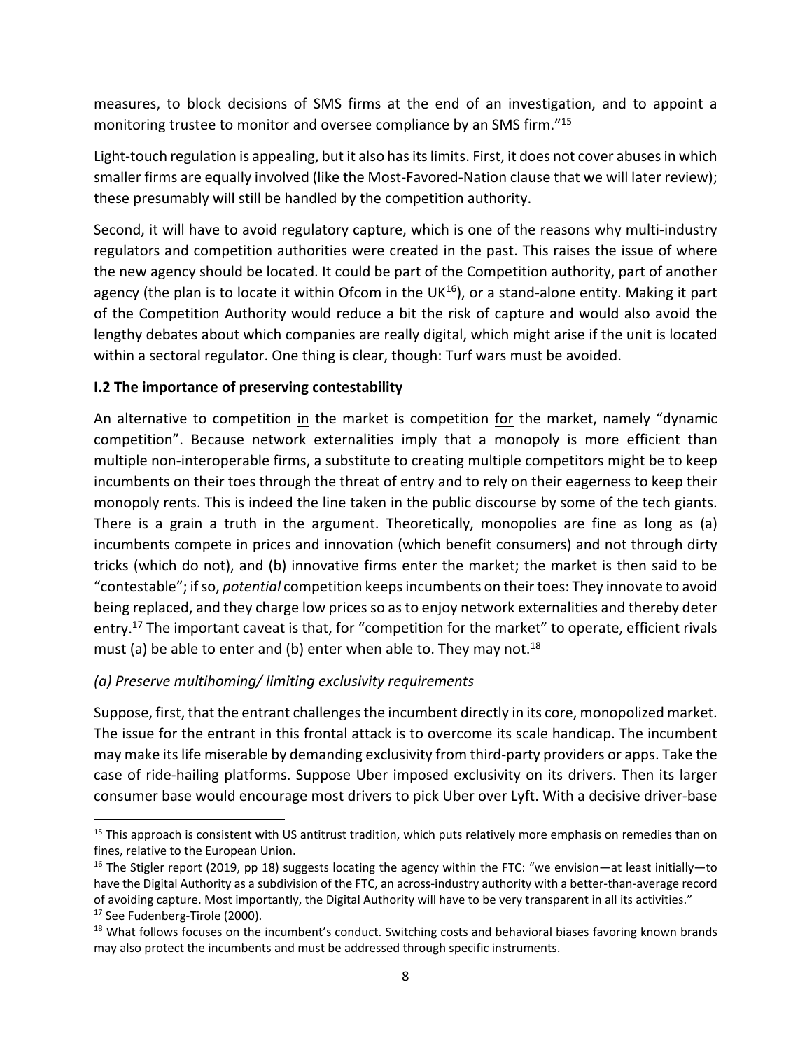measures, to block decisions of SMS firms at the end of an investigation, and to appoint a monitoring trustee to monitor and oversee compliance by an SMS firm."[15]

Light-touch regulation is appealing, but it also has its limits. First, it does not cover abuses in which smaller firms are equally involved (like the Most-Favored-Nation clause that we will later review); these presumably will still be handled by the competition authority.

Second, it will have to avoid regulatory capture, which is one of the reasons why multi-industry regulators and competition authorities were created in the past. This raises the issue of where the new agency should be located. It could be part of the Competition authority, part of another agency (the plan is to locate it within Ofcom in the UK[16]), or a stand-alone entity. Making it part of the Competition Authority would reduce a bit the risk of capture and would also avoid the lengthy debates about which companies are really digital, which might arise if the unit is located within a sectoral regulator. One thing is clear, though: Turf wars must be avoided.

### I.2 The importance of preserving contestability

An alternative to competition <u>in</u> the market is competition <u>for</u> the market, namely "dynamic competition". Because network externalities imply that a monopoly is more efficient than multiple non-interoperable firms, a substitute to creating multiple competitors might be to keep incumbents on their toes through the threat of entry and to rely on their eagerness to keep their monopoly rents. This is indeed the line taken in the public discourse by some of the tech giants. There is a grain a truth in the argument. Theoretically, monopolies are fine as long as (a) incumbents compete in prices and innovation (which benefit consumers) and not through dirty tricks (which do not), and (b) innovative firms enter the market; the market is then said to be "contestable"; if so, *potential* competition keeps incumbents on their toes: They innovate to avoid being replaced, and they charge low prices so as to enjoy network externalities and thereby deter entry.[17] The important caveat is that, for "competition for the market" to operate, efficient rivals must (a) be able to enter <u>and</u> (b) enter when able to. They may not.[18]

#### *(a) Preserve multihoming/ limiting exclusivity requirements*

Suppose, first, that the entrant challenges the incumbent directly in its core, monopolized market. The issue for the entrant in this frontal attack is to overcome its scale handicap. The incumbent may make its life miserable by demanding exclusivity from third-party providers or apps. Take the case of ride-hailing platforms. Suppose Uber imposed exclusivity on its drivers. Then its larger consumer base would encourage most drivers to pick Uber over Lyft. With a decisive driver-base

---

[15] This approach is consistent with US antitrust tradition, which puts relatively more emphasis on remedies than on fines, relative to the European Union.

[16] The Stigler report (2019, pp 18) suggests locating the agency within the FTC: "we envision—at least initially—to have the Digital Authority as a subdivision of the FTC, an across-industry authority with a better-than-average record of avoiding capture. Most importantly, the Digital Authority will have to be very transparent in all its activities."

[17] See Fudenberg-Tirole (2000).

[18] What follows focuses on the incumbent's conduct. Switching costs and behavioral biases favoring known brands may also protect the incumbents and must be addressed through specific instruments.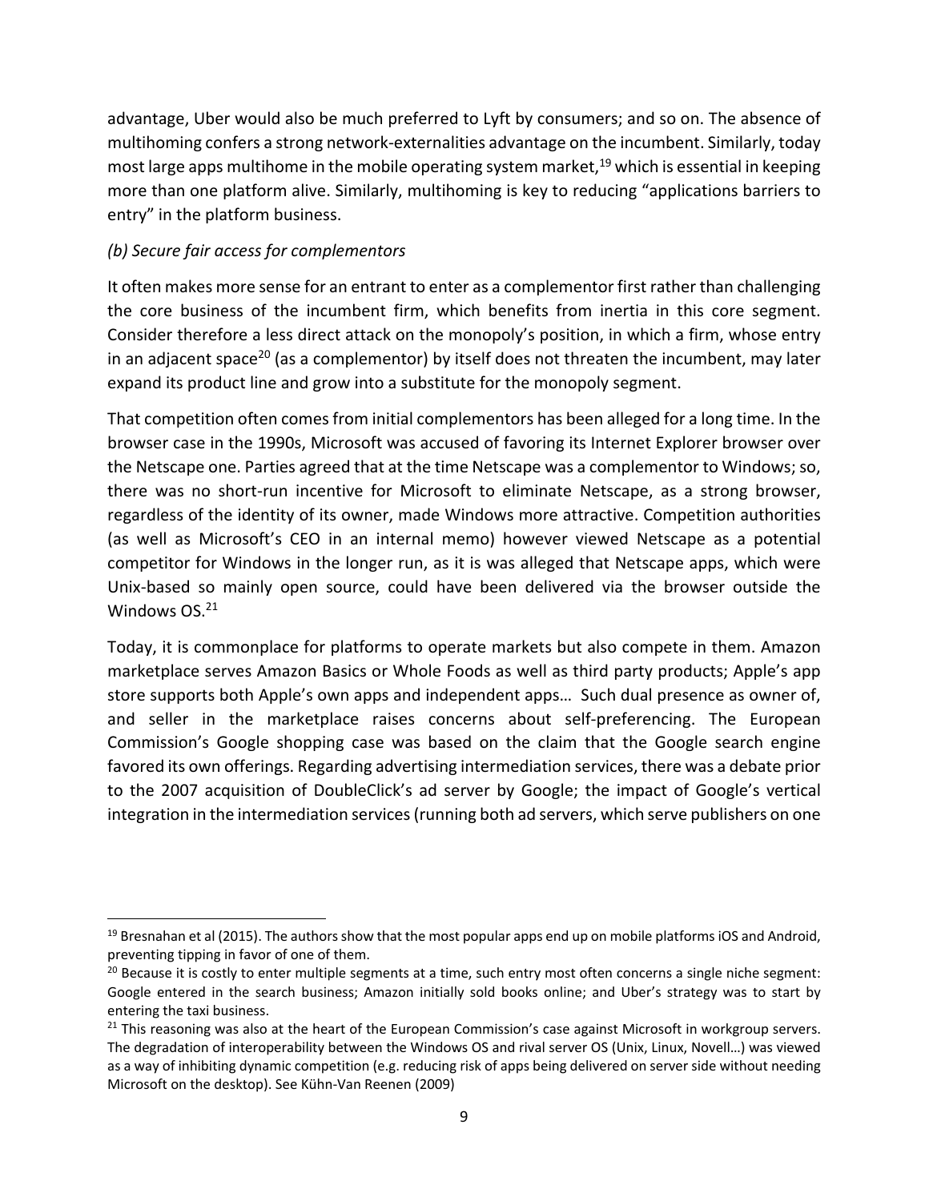advantage, Uber would also be much preferred to Lyft by consumers; and so on. The absence of multihoming confers a strong network-externalities advantage on the incumbent. Similarly, today most large apps multihome in the mobile operating system market,[19] which is essential in keeping more than one platform alive. Similarly, multihoming is key to reducing "applications barriers to entry" in the platform business.

*(b) Secure fair access for complementors*

It often makes more sense for an entrant to enter as a complementor first rather than challenging the core business of the incumbent firm, which benefits from inertia in this core segment. Consider therefore a less direct attack on the monopoly's position, in which a firm, whose entry in an adjacent space[20] (as a complementor) by itself does not threaten the incumbent, may later expand its product line and grow into a substitute for the monopoly segment.

That competition often comes from initial complementors has been alleged for a long time. In the browser case in the 1990s, Microsoft was accused of favoring its Internet Explorer browser over the Netscape one. Parties agreed that at the time Netscape was a complementor to Windows; so, there was no short-run incentive for Microsoft to eliminate Netscape, as a strong browser, regardless of the identity of its owner, made Windows more attractive. Competition authorities (as well as Microsoft's CEO in an internal memo) however viewed Netscape as a potential competitor for Windows in the longer run, as it is was alleged that Netscape apps, which were Unix-based so mainly open source, could have been delivered via the browser outside the Windows OS.[21]

Today, it is commonplace for platforms to operate markets but also compete in them. Amazon marketplace serves Amazon Basics or Whole Foods as well as third party products; Apple's app store supports both Apple's own apps and independent apps… Such dual presence as owner of, and seller in the marketplace raises concerns about self-preferencing. The European Commission's Google shopping case was based on the claim that the Google search engine favored its own offerings. Regarding advertising intermediation services, there was a debate prior to the 2007 acquisition of DoubleClick's ad server by Google; the impact of Google's vertical integration in the intermediation services (running both ad servers, which serve publishers on one

---

[19] Bresnahan et al (2015). The authors show that the most popular apps end up on mobile platforms iOS and Android, preventing tipping in favor of one of them.

[20] Because it is costly to enter multiple segments at a time, such entry most often concerns a single niche segment: Google entered in the search business; Amazon initially sold books online; and Uber's strategy was to start by entering the taxi business.

[21] This reasoning was also at the heart of the European Commission's case against Microsoft in workgroup servers. The degradation of interoperability between the Windows OS and rival server OS (Unix, Linux, Novell…) was viewed as a way of inhibiting dynamic competition (e.g. reducing risk of apps being delivered on server side without needing Microsoft on the desktop). See Kühn-Van Reenen (2009)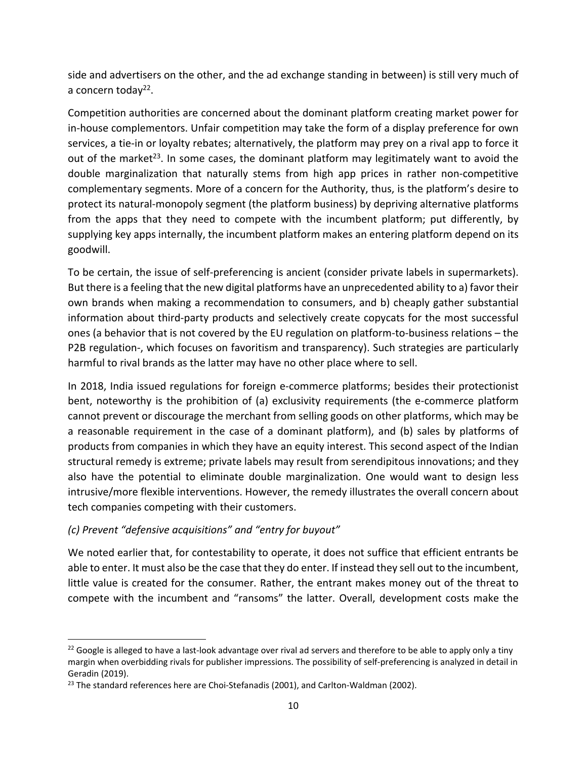side and advertisers on the other, and the ad exchange standing in between) is still very much of a concern today[22].

Competition authorities are concerned about the dominant platform creating market power for in-house complementors. Unfair competition may take the form of a display preference for own services, a tie-in or loyalty rebates; alternatively, the platform may prey on a rival app to force it out of the market[23]. In some cases, the dominant platform may legitimately want to avoid the double marginalization that naturally stems from high app prices in rather non-competitive complementary segments. More of a concern for the Authority, thus, is the platform's desire to protect its natural-monopoly segment (the platform business) by depriving alternative platforms from the apps that they need to compete with the incumbent platform; put differently, by supplying key apps internally, the incumbent platform makes an entering platform depend on its goodwill.

To be certain, the issue of self-preferencing is ancient (consider private labels in supermarkets). But there is a feeling that the new digital platforms have an unprecedented ability to a) favor their own brands when making a recommendation to consumers, and b) cheaply gather substantial information about third-party products and selectively create copycats for the most successful ones (a behavior that is not covered by the EU regulation on platform-to-business relations – the P2B regulation-, which focuses on favoritism and transparency). Such strategies are particularly harmful to rival brands as the latter may have no other place where to sell.

In 2018, India issued regulations for foreign e-commerce platforms; besides their protectionist bent, noteworthy is the prohibition of (a) exclusivity requirements (the e-commerce platform cannot prevent or discourage the merchant from selling goods on other platforms, which may be a reasonable requirement in the case of a dominant platform), and (b) sales by platforms of products from companies in which they have an equity interest. This second aspect of the Indian structural remedy is extreme; private labels may result from serendipitous innovations; and they also have the potential to eliminate double marginalization. One would want to design less intrusive/more flexible interventions. However, the remedy illustrates the overall concern about tech companies competing with their customers.

*(c) Prevent "defensive acquisitions" and "entry for buyout"*

We noted earlier that, for contestability to operate, it does not suffice that efficient entrants be able to enter. It must also be the case that they do enter. If instead they sell out to the incumbent, little value is created for the consumer. Rather, the entrant makes money out of the threat to compete with the incumbent and "ransoms" the latter. Overall, development costs make the

---

[22] Google is alleged to have a last-look advantage over rival ad servers and therefore to be able to apply only a tiny margin when overbidding rivals for publisher impressions. The possibility of self-preferencing is analyzed in detail in Geradin (2019).

[23] The standard references here are Choi-Stefanadis (2001), and Carlton-Waldman (2002).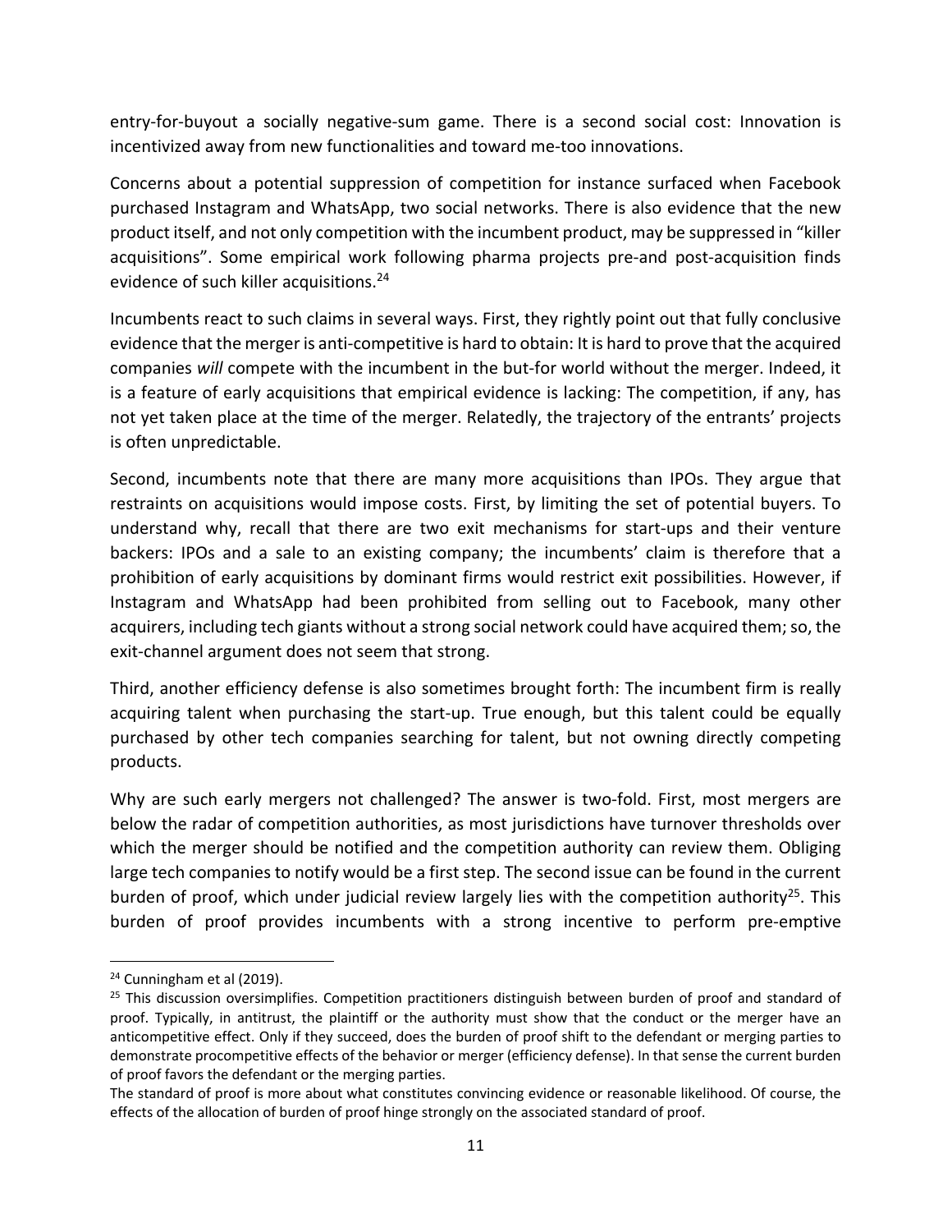entry-for-buyout a socially negative-sum game. There is a second social cost: Innovation is incentivized away from new functionalities and toward me-too innovations.

Concerns about a potential suppression of competition for instance surfaced when Facebook purchased Instagram and WhatsApp, two social networks. There is also evidence that the new product itself, and not only competition with the incumbent product, may be suppressed in "killer acquisitions". Some empirical work following pharma projects pre-and post-acquisition finds evidence of such killer acquisitions.[24]

Incumbents react to such claims in several ways. First, they rightly point out that fully conclusive evidence that the merger is anti-competitive is hard to obtain: It is hard to prove that the acquired companies *will* compete with the incumbent in the but-for world without the merger. Indeed, it is a feature of early acquisitions that empirical evidence is lacking: The competition, if any, has not yet taken place at the time of the merger. Relatedly, the trajectory of the entrants' projects is often unpredictable.

Second, incumbents note that there are many more acquisitions than IPOs. They argue that restraints on acquisitions would impose costs. First, by limiting the set of potential buyers. To understand why, recall that there are two exit mechanisms for start-ups and their venture backers: IPOs and a sale to an existing company; the incumbents' claim is therefore that a prohibition of early acquisitions by dominant firms would restrict exit possibilities. However, if Instagram and WhatsApp had been prohibited from selling out to Facebook, many other acquirers, including tech giants without a strong social network could have acquired them; so, the exit-channel argument does not seem that strong.

Third, another efficiency defense is also sometimes brought forth: The incumbent firm is really acquiring talent when purchasing the start-up. True enough, but this talent could be equally purchased by other tech companies searching for talent, but not owning directly competing products.

Why are such early mergers not challenged? The answer is two-fold. First, most mergers are below the radar of competition authorities, as most jurisdictions have turnover thresholds over which the merger should be notified and the competition authority can review them. Obliging large tech companies to notify would be a first step. The second issue can be found in the current burden of proof, which under judicial review largely lies with the competition authority[25]. This burden of proof provides incumbents with a strong incentive to perform pre-emptive

[24] Cunningham et al (2019).

[25] This discussion oversimplifies. Competition practitioners distinguish between burden of proof and standard of proof. Typically, in antitrust, the plaintiff or the authority must show that the conduct or the merger have an anticompetitive effect. Only if they succeed, does the burden of proof shift to the defendant or merging parties to demonstrate procompetitive effects of the behavior or merger (efficiency defense). In that sense the current burden of proof favors the defendant or the merging parties.

The standard of proof is more about what constitutes convincing evidence or reasonable likelihood. Of course, the effects of the allocation of burden of proof hinge strongly on the associated standard of proof.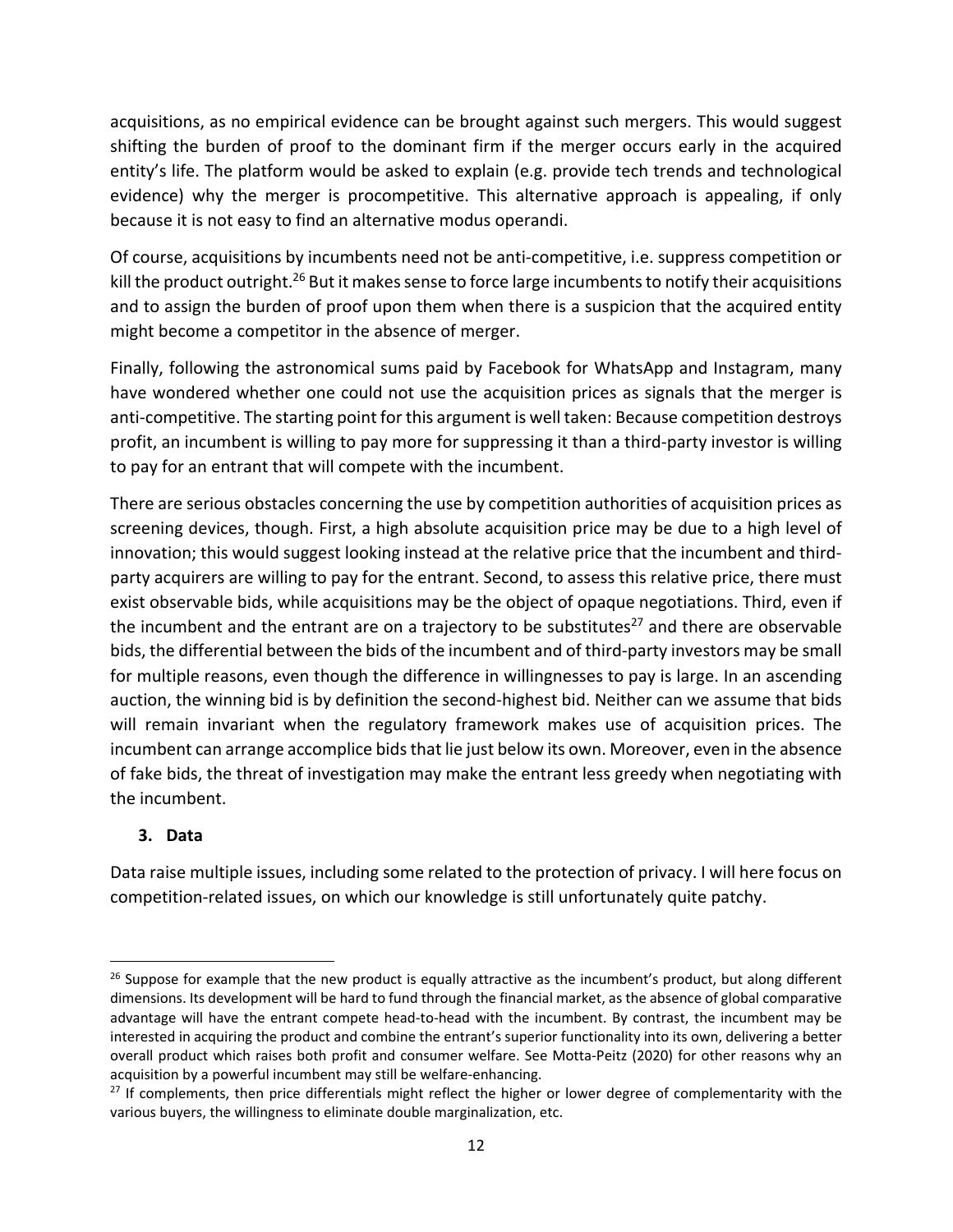acquisitions, as no empirical evidence can be brought against such mergers. This would suggest shifting the burden of proof to the dominant firm if the merger occurs early in the acquired entity's life. The platform would be asked to explain (e.g. provide tech trends and technological evidence) why the merger is procompetitive. This alternative approach is appealing, if only because it is not easy to find an alternative modus operandi.

Of course, acquisitions by incumbents need not be anti-competitive, i.e. suppress competition or kill the product outright.[26] But it makes sense to force large incumbents to notify their acquisitions and to assign the burden of proof upon them when there is a suspicion that the acquired entity might become a competitor in the absence of merger.

Finally, following the astronomical sums paid by Facebook for WhatsApp and Instagram, many have wondered whether one could not use the acquisition prices as signals that the merger is anti-competitive. The starting point for this argument is well taken: Because competition destroys profit, an incumbent is willing to pay more for suppressing it than a third-party investor is willing to pay for an entrant that will compete with the incumbent.

There are serious obstacles concerning the use by competition authorities of acquisition prices as screening devices, though. First, a high absolute acquisition price may be due to a high level of innovation; this would suggest looking instead at the relative price that the incumbent and third-party acquirers are willing to pay for the entrant. Second, to assess this relative price, there must exist observable bids, while acquisitions may be the object of opaque negotiations. Third, even if the incumbent and the entrant are on a trajectory to be substitutes[27] and there are observable bids, the differential between the bids of the incumbent and of third-party investors may be small for multiple reasons, even though the difference in willingnesses to pay is large. In an ascending auction, the winning bid is by definition the second-highest bid. Neither can we assume that bids will remain invariant when the regulatory framework makes use of acquisition prices. The incumbent can arrange accomplice bids that lie just below its own. Moreover, even in the absence of fake bids, the threat of investigation may make the entrant less greedy when negotiating with the incumbent.

## 3. Data

Data raise multiple issues, including some related to the protection of privacy. I will here focus on competition-related issues, on which our knowledge is still unfortunately quite patchy.

---

[26] Suppose for example that the new product is equally attractive as the incumbent's product, but along different dimensions. Its development will be hard to fund through the financial market, as the absence of global comparative advantage will have the entrant compete head-to-head with the incumbent. By contrast, the incumbent may be interested in acquiring the product and combine the entrant's superior functionality into its own, delivering a better overall product which raises both profit and consumer welfare. See Motta-Peitz (2020) for other reasons why an acquisition by a powerful incumbent may still be welfare-enhancing.

[27] If complements, then price differentials might reflect the higher or lower degree of complementarity with the various buyers, the willingness to eliminate double marginalization, etc.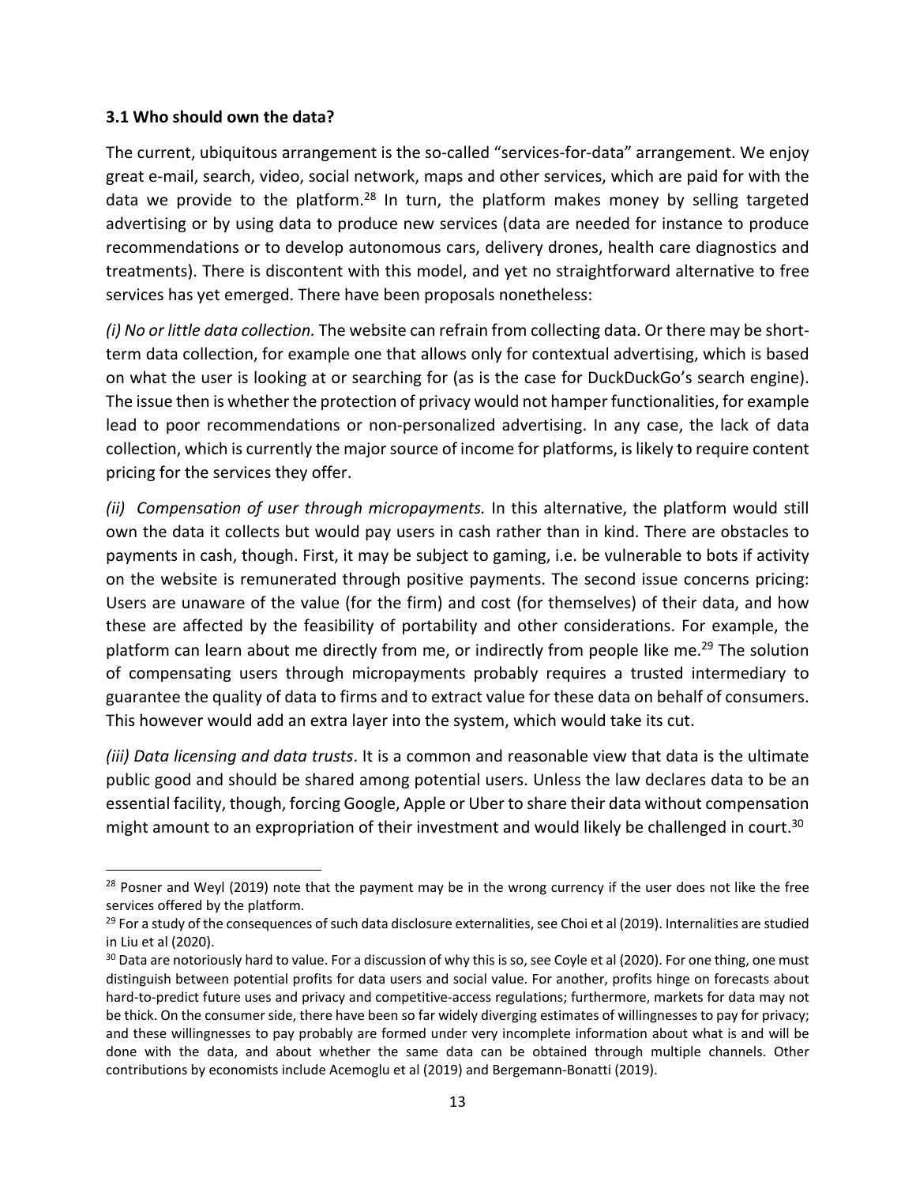**3.1 Who should own the data?**

The current, ubiquitous arrangement is the so-called "services-for-data" arrangement. We enjoy great e-mail, search, video, social network, maps and other services, which are paid for with the data we provide to the platform.[28] In turn, the platform makes money by selling targeted advertising or by using data to produce new services (data are needed for instance to produce recommendations or to develop autonomous cars, delivery drones, health care diagnostics and treatments). There is discontent with this model, and yet no straightforward alternative to free services has yet emerged. There have been proposals nonetheless:

*(i) No or little data collection.* The website can refrain from collecting data. Or there may be short-term data collection, for example one that allows only for contextual advertising, which is based on what the user is looking at or searching for (as is the case for DuckDuckGo's search engine). The issue then is whether the protection of privacy would not hamper functionalities, for example lead to poor recommendations or non-personalized advertising. In any case, the lack of data collection, which is currently the major source of income for platforms, is likely to require content pricing for the services they offer.

*(ii) Compensation of user through micropayments.* In this alternative, the platform would still own the data it collects but would pay users in cash rather than in kind. There are obstacles to payments in cash, though. First, it may be subject to gaming, i.e. be vulnerable to bots if activity on the website is remunerated through positive payments. The second issue concerns pricing: Users are unaware of the value (for the firm) and cost (for themselves) of their data, and how these are affected by the feasibility of portability and other considerations. For example, the platform can learn about me directly from me, or indirectly from people like me.[29] The solution of compensating users through micropayments probably requires a trusted intermediary to guarantee the quality of data to firms and to extract value for these data on behalf of consumers. This however would add an extra layer into the system, which would take its cut.

*(iii) Data licensing and data trusts*. It is a common and reasonable view that data is the ultimate public good and should be shared among potential users. Unless the law declares data to be an essential facility, though, forcing Google, Apple or Uber to share their data without compensation might amount to an expropriation of their investment and would likely be challenged in court.[30]

---

[28] Posner and Weyl (2019) note that the payment may be in the wrong currency if the user does not like the free services offered by the platform.

[29] For a study of the consequences of such data disclosure externalities, see Choi et al (2019). Internalities are studied in Liu et al (2020).

[30] Data are notoriously hard to value. For a discussion of why this is so, see Coyle et al (2020). For one thing, one must distinguish between potential profits for data users and social value. For another, profits hinge on forecasts about hard-to-predict future uses and privacy and competitive-access regulations; furthermore, markets for data may not be thick. On the consumer side, there have been so far widely diverging estimates of willingnesses to pay for privacy; and these willingnesses to pay probably are formed under very incomplete information about what is and will be done with the data, and about whether the same data can be obtained through multiple channels. Other contributions by economists include Acemoglu et al (2019) and Bergemann-Bonatti (2019).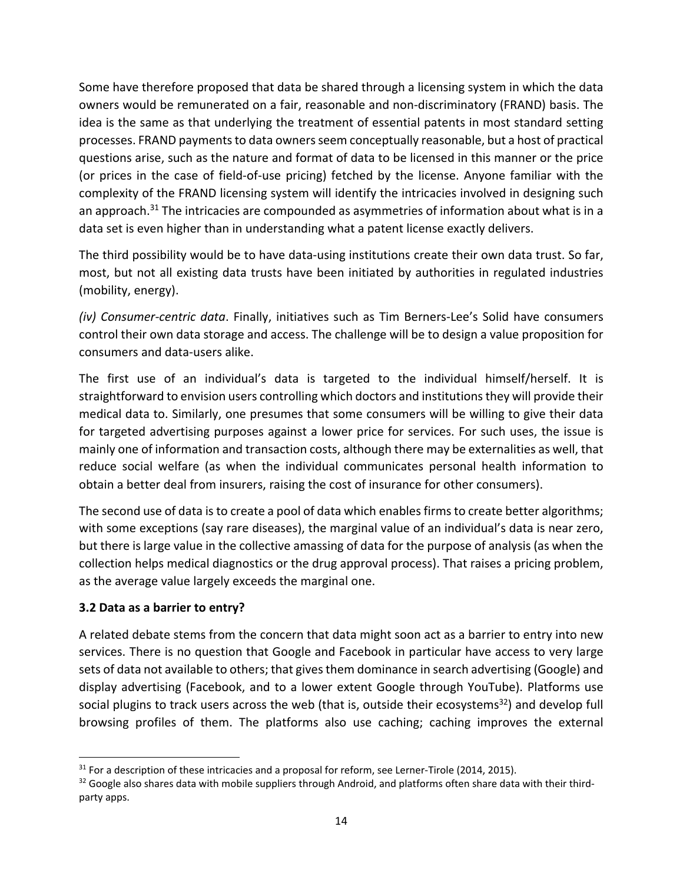Some have therefore proposed that data be shared through a licensing system in which the data owners would be remunerated on a fair, reasonable and non-discriminatory (FRAND) basis. The idea is the same as that underlying the treatment of essential patents in most standard setting processes. FRAND payments to data owners seem conceptually reasonable, but a host of practical questions arise, such as the nature and format of data to be licensed in this manner or the price (or prices in the case of field-of-use pricing) fetched by the license. Anyone familiar with the complexity of the FRAND licensing system will identify the intricacies involved in designing such an approach.[31] The intricacies are compounded as asymmetries of information about what is in a data set is even higher than in understanding what a patent license exactly delivers.

The third possibility would be to have data-using institutions create their own data trust. So far, most, but not all existing data trusts have been initiated by authorities in regulated industries (mobility, energy).

*(iv) Consumer-centric data*. Finally, initiatives such as Tim Berners-Lee's Solid have consumers control their own data storage and access. The challenge will be to design a value proposition for consumers and data-users alike.

The first use of an individual's data is targeted to the individual himself/herself. It is straightforward to envision users controlling which doctors and institutions they will provide their medical data to. Similarly, one presumes that some consumers will be willing to give their data for targeted advertising purposes against a lower price for services. For such uses, the issue is mainly one of information and transaction costs, although there may be externalities as well, that reduce social welfare (as when the individual communicates personal health information to obtain a better deal from insurers, raising the cost of insurance for other consumers).

The second use of data is to create a pool of data which enables firms to create better algorithms; with some exceptions (say rare diseases), the marginal value of an individual's data is near zero, but there is large value in the collective amassing of data for the purpose of analysis (as when the collection helps medical diagnostics or the drug approval process). That raises a pricing problem, as the average value largely exceeds the marginal one.

### 3.2 Data as a barrier to entry?

A related debate stems from the concern that data might soon act as a barrier to entry into new services. There is no question that Google and Facebook in particular have access to very large sets of data not available to others; that gives them dominance in search advertising (Google) and display advertising (Facebook, and to a lower extent Google through YouTube). Platforms use social plugins to track users across the web (that is, outside their ecosystems[32]) and develop full browsing profiles of them. The platforms also use caching; caching improves the external

---

[31] For a description of these intricacies and a proposal for reform, see Lerner-Tirole (2014, 2015).

[32] Google also shares data with mobile suppliers through Android, and platforms often share data with their third-party apps.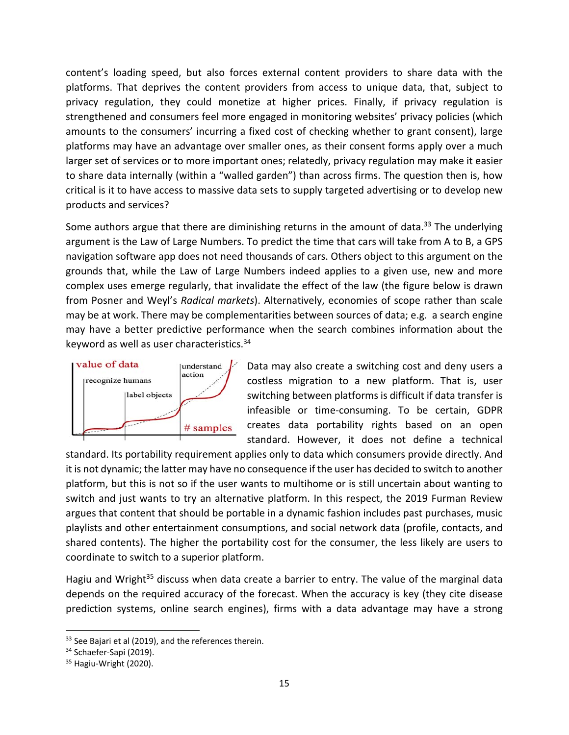content's loading speed, but also forces external content providers to share data with the platforms. That deprives the content providers from access to unique data, that, subject to privacy regulation, they could monetize at higher prices. Finally, if privacy regulation is strengthened and consumers feel more engaged in monitoring websites' privacy policies (which amounts to the consumers' incurring a fixed cost of checking whether to grant consent), large platforms may have an advantage over smaller ones, as their consent forms apply over a much larger set of services or to more important ones; relatedly, privacy regulation may make it easier to share data internally (within a "walled garden") than across firms. The question then is, how critical is it to have access to massive data sets to supply targeted advertising or to develop new products and services?

Some authors argue that there are diminishing returns in the amount of data.[33] The underlying argument is the Law of Large Numbers. To predict the time that cars will take from A to B, a GPS navigation software app does not need thousands of cars. Others object to this argument on the grounds that, while the Law of Large Numbers indeed applies to a given use, new and more complex uses emerge regularly, that invalidate the effect of the law (the figure below is drawn from Posner and Weyl's *Radical markets*). Alternatively, economies of scope rather than scale may be at work. There may be complementarities between sources of data; e.g. a search engine may have a better predictive performance when the search combines information about the keyword as well as user characteristics.[34]

Data may also create a switching cost and deny users a costless migration to a new platform. That is, user switching between platforms is difficult if data transfer is infeasible or time-consuming. To be certain, GDPR creates data portability rights based on an open standard. However, it does not define a technical standard. Its portability requirement applies only to data which consumers provide directly. And it is not dynamic; the latter may have no consequence if the user has decided to switch to another platform, but this is not so if the user wants to multihome or is still uncertain about wanting to switch and just wants to try an alternative platform. In this respect, the 2019 Furman Review argues that content that should be portable in a dynamic fashion includes past purchases, music playlists and other entertainment consumptions, and social network data (profile, contacts, and shared contents). The higher the portability cost for the consumer, the less likely are users to coordinate to switch to a superior platform.

Hagiu and Wright[35] discuss when data create a barrier to entry. The value of the marginal data depends on the required accuracy of the forecast. When the accuracy is key (they cite disease prediction systems, online search engines), firms with a data advantage may have a strong

[33] See Bajari et al (2019), and the references therein.

[34] Schaefer-Sapi (2019).

[35] Hagiu-Wright (2020).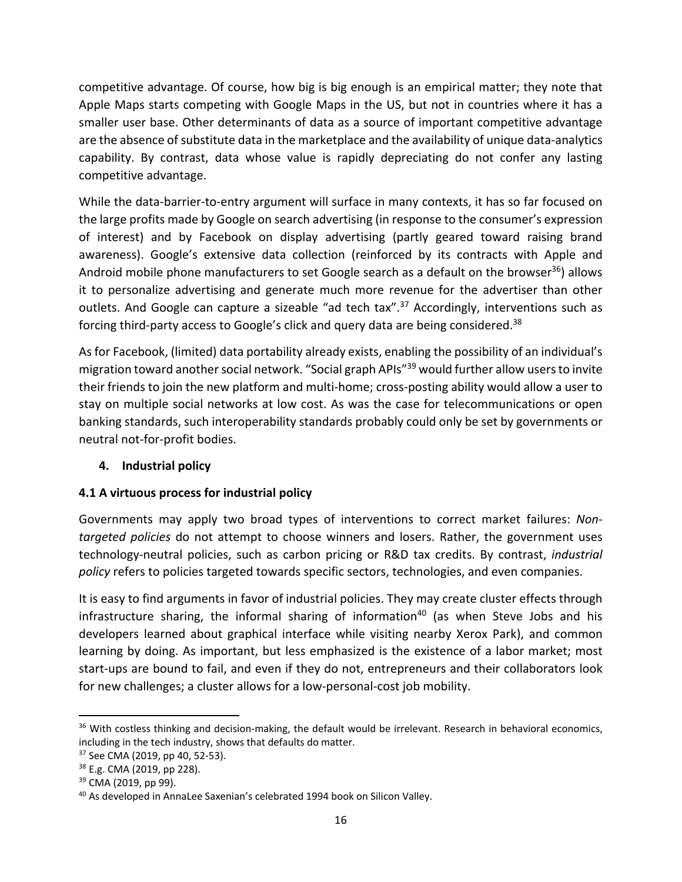competitive advantage. Of course, how big is big enough is an empirical matter; they note that Apple Maps starts competing with Google Maps in the US, but not in countries where it has a smaller user base. Other determinants of data as a source of important competitive advantage are the absence of substitute data in the marketplace and the availability of unique data-analytics capability. By contrast, data whose value is rapidly depreciating do not confer any lasting competitive advantage.

While the data-barrier-to-entry argument will surface in many contexts, it has so far focused on the large profits made by Google on search advertising (in response to the consumer's expression of interest) and by Facebook on display advertising (partly geared toward raising brand awareness). Google's extensive data collection (reinforced by its contracts with Apple and Android mobile phone manufacturers to set Google search as a default on the browser[36]) allows it to personalize advertising and generate much more revenue for the advertiser than other outlets. And Google can capture a sizeable "ad tech tax".[37] Accordingly, interventions such as forcing third-party access to Google's click and query data are being considered.[38]

As for Facebook, (limited) data portability already exists, enabling the possibility of an individual's migration toward another social network. "Social graph APIs"[39] would further allow users to invite their friends to join the new platform and multi-home; cross-posting ability would allow a user to stay on multiple social networks at low cost. As was the case for telecommunications or open banking standards, such interoperability standards probably could only be set by governments or neutral not-for-profit bodies.

## 4. Industrial policy

### 4.1 A virtuous process for industrial policy

Governments may apply two broad types of interventions to correct market failures: *Non-targeted policies* do not attempt to choose winners and losers. Rather, the government uses technology-neutral policies, such as carbon pricing or R&D tax credits. By contrast, *industrial policy* refers to policies targeted towards specific sectors, technologies, and even companies.

It is easy to find arguments in favor of industrial policies. They may create cluster effects through infrastructure sharing, the informal sharing of information[40] (as when Steve Jobs and his developers learned about graphical interface while visiting nearby Xerox Park), and common learning by doing. As important, but less emphasized is the existence of a labor market; most start-ups are bound to fail, and even if they do not, entrepreneurs and their collaborators look for new challenges; a cluster allows for a low-personal-cost job mobility.

---

[36] With costless thinking and decision-making, the default would be irrelevant. Research in behavioral economics, including in the tech industry, shows that defaults do matter.

[37] See CMA (2019, pp 40, 52-53).

[38] E.g. CMA (2019, pp 228).

[39] CMA (2019, pp 99).

[40] As developed in AnnaLee Saxenian's celebrated 1994 book on Silicon Valley.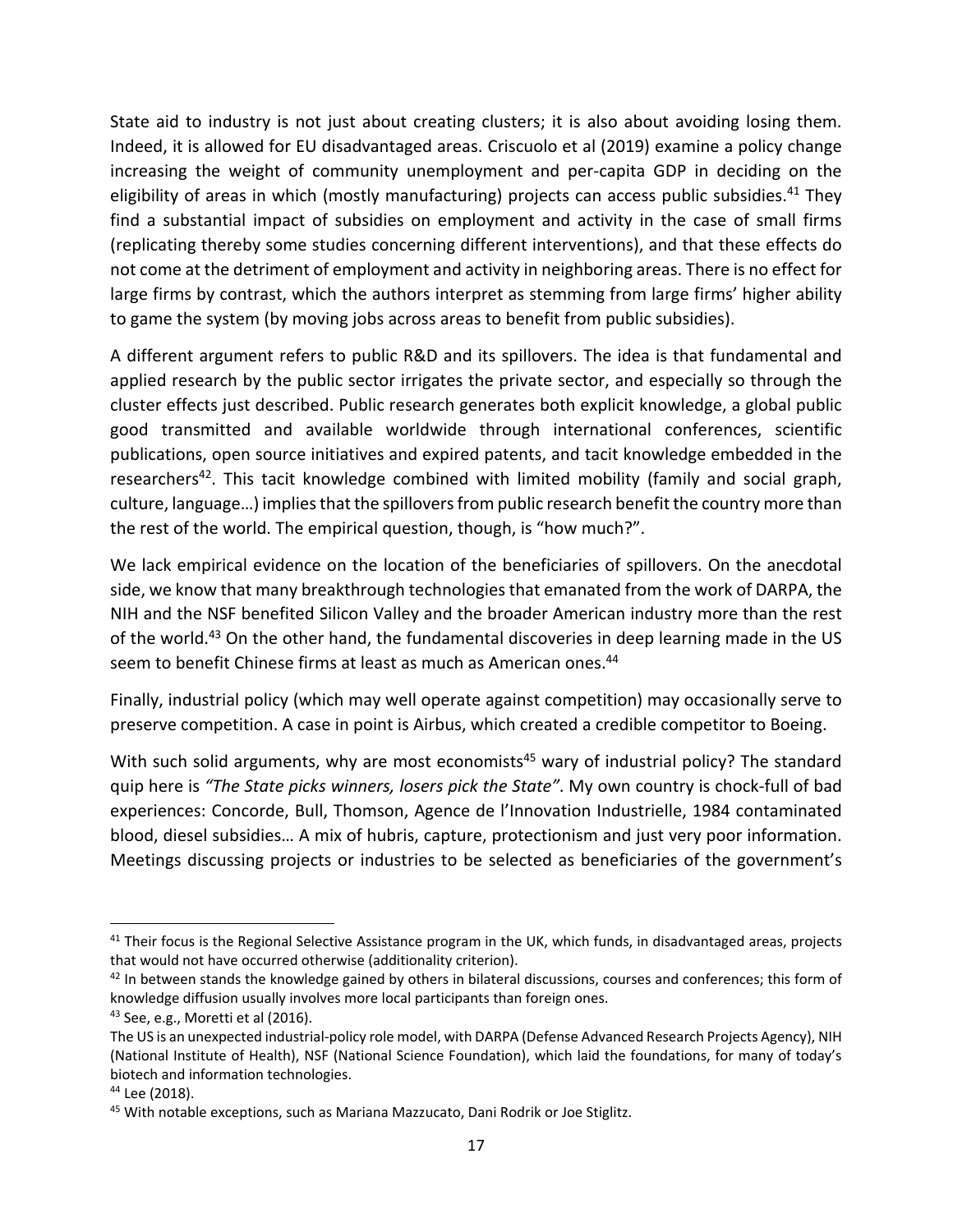State aid to industry is not just about creating clusters; it is also about avoiding losing them. Indeed, it is allowed for EU disadvantaged areas. Criscuolo et al (2019) examine a policy change increasing the weight of community unemployment and per-capita GDP in deciding on the eligibility of areas in which (mostly manufacturing) projects can access public subsidies.[41] They find a substantial impact of subsidies on employment and activity in the case of small firms (replicating thereby some studies concerning different interventions), and that these effects do not come at the detriment of employment and activity in neighboring areas. There is no effect for large firms by contrast, which the authors interpret as stemming from large firms' higher ability to game the system (by moving jobs across areas to benefit from public subsidies).

A different argument refers to public R&D and its spillovers. The idea is that fundamental and applied research by the public sector irrigates the private sector, and especially so through the cluster effects just described. Public research generates both explicit knowledge, a global public good transmitted and available worldwide through international conferences, scientific publications, open source initiatives and expired patents, and tacit knowledge embedded in the researchers[42]. This tacit knowledge combined with limited mobility (family and social graph, culture, language…) implies that the spillovers from public research benefit the country more than the rest of the world. The empirical question, though, is "how much?".

We lack empirical evidence on the location of the beneficiaries of spillovers. On the anecdotal side, we know that many breakthrough technologies that emanated from the work of DARPA, the NIH and the NSF benefited Silicon Valley and the broader American industry more than the rest of the world.[43] On the other hand, the fundamental discoveries in deep learning made in the US seem to benefit Chinese firms at least as much as American ones.[44]

Finally, industrial policy (which may well operate against competition) may occasionally serve to preserve competition. A case in point is Airbus, which created a credible competitor to Boeing.

With such solid arguments, why are most economists[45] wary of industrial policy? The standard quip here is *"The State picks winners, losers pick the State"*. My own country is chock-full of bad experiences: Concorde, Bull, Thomson, Agence de l'Innovation Industrielle, 1984 contaminated blood, diesel subsidies… A mix of hubris, capture, protectionism and just very poor information. Meetings discussing projects or industries to be selected as beneficiaries of the government's

---

[41] Their focus is the Regional Selective Assistance program in the UK, which funds, in disadvantaged areas, projects that would not have occurred otherwise (additionality criterion).

[42] In between stands the knowledge gained by others in bilateral discussions, courses and conferences; this form of knowledge diffusion usually involves more local participants than foreign ones.

[43] See, e.g., Moretti et al (2016).
The US is an unexpected industrial-policy role model, with DARPA (Defense Advanced Research Projects Agency), NIH (National Institute of Health), NSF (National Science Foundation), which laid the foundations, for many of today's biotech and information technologies.

[44] Lee (2018).

[45] With notable exceptions, such as Mariana Mazzucato, Dani Rodrik or Joe Stiglitz.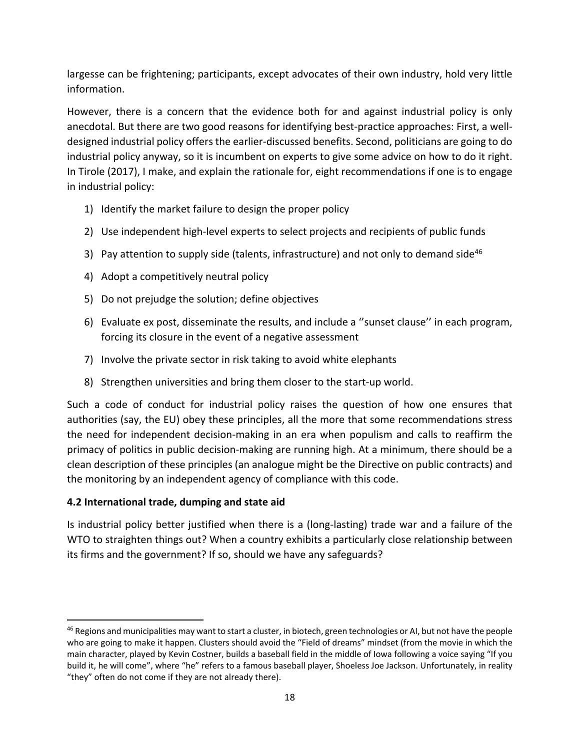largesse can be frightening; participants, except advocates of their own industry, hold very little information.

However, there is a concern that the evidence both for and against industrial policy is only anecdotal. But there are two good reasons for identifying best-practice approaches: First, a well-designed industrial policy offers the earlier-discussed benefits. Second, politicians are going to do industrial policy anyway, so it is incumbent on experts to give some advice on how to do it right. In Tirole (2017), I make, and explain the rationale for, eight recommendations if one is to engage in industrial policy:

1) Identify the market failure to design the proper policy
2) Use independent high-level experts to select projects and recipients of public funds
3) Pay attention to supply side (talents, infrastructure) and not only to demand side[46]
4) Adopt a competitively neutral policy
5) Do not prejudge the solution; define objectives
6) Evaluate ex post, disseminate the results, and include a ''sunset clause'' in each program, forcing its closure in the event of a negative assessment
7) Involve the private sector in risk taking to avoid white elephants
8) Strengthen universities and bring them closer to the start-up world.

Such a code of conduct for industrial policy raises the question of how one ensures that authorities (say, the EU) obey these principles, all the more that some recommendations stress the need for independent decision-making in an era when populism and calls to reaffirm the primacy of politics in public decision-making are running high. At a minimum, there should be a clean description of these principles (an analogue might be the Directive on public contracts) and the monitoring by an independent agency of compliance with this code.

### 4.2 International trade, dumping and state aid

Is industrial policy better justified when there is a (long-lasting) trade war and a failure of the WTO to straighten things out? When a country exhibits a particularly close relationship between its firms and the government? If so, should we have any safeguards?

[46] Regions and municipalities may want to start a cluster, in biotech, green technologies or AI, but not have the people who are going to make it happen. Clusters should avoid the "Field of dreams" mindset (from the movie in which the main character, played by Kevin Costner, builds a baseball field in the middle of Iowa following a voice saying "If you build it, he will come", where "he" refers to a famous baseball player, Shoeless Joe Jackson. Unfortunately, in reality "they" often do not come if they are not already there).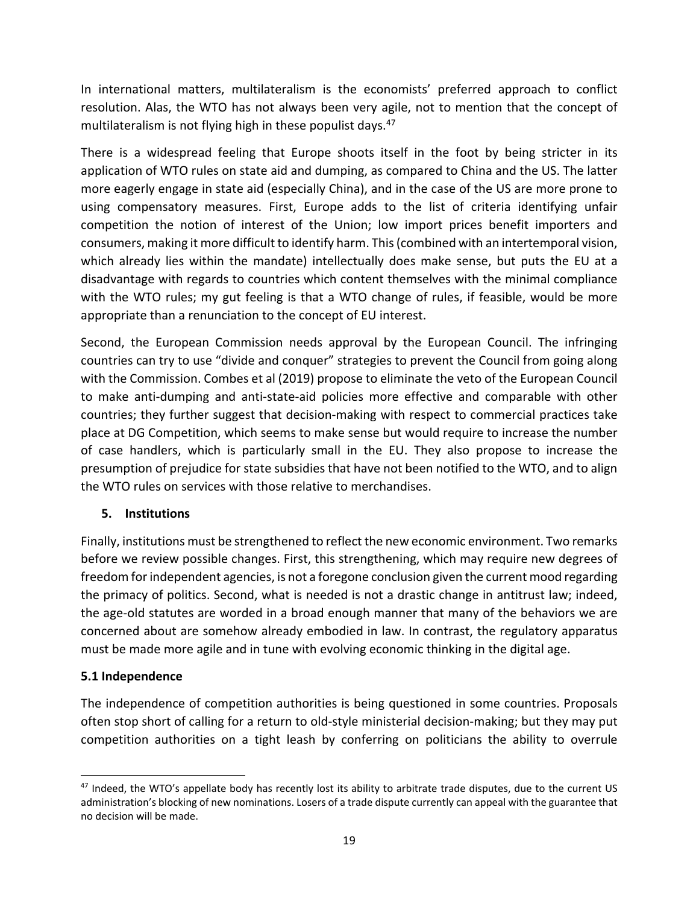In international matters, multilateralism is the economists' preferred approach to conflict resolution. Alas, the WTO has not always been very agile, not to mention that the concept of multilateralism is not flying high in these populist days.[47]

There is a widespread feeling that Europe shoots itself in the foot by being stricter in its application of WTO rules on state aid and dumping, as compared to China and the US. The latter more eagerly engage in state aid (especially China), and in the case of the US are more prone to using compensatory measures. First, Europe adds to the list of criteria identifying unfair competition the notion of interest of the Union; low import prices benefit importers and consumers, making it more difficult to identify harm. This (combined with an intertemporal vision, which already lies within the mandate) intellectually does make sense, but puts the EU at a disadvantage with regards to countries which content themselves with the minimal compliance with the WTO rules; my gut feeling is that a WTO change of rules, if feasible, would be more appropriate than a renunciation to the concept of EU interest.

Second, the European Commission needs approval by the European Council. The infringing countries can try to use "divide and conquer" strategies to prevent the Council from going along with the Commission. Combes et al (2019) propose to eliminate the veto of the European Council to make anti-dumping and anti-state-aid policies more effective and comparable with other countries; they further suggest that decision-making with respect to commercial practices take place at DG Competition, which seems to make sense but would require to increase the number of case handlers, which is particularly small in the EU. They also propose to increase the presumption of prejudice for state subsidies that have not been notified to the WTO, and to align the WTO rules on services with those relative to merchandises.

## 5. Institutions

Finally, institutions must be strengthened to reflect the new economic environment. Two remarks before we review possible changes. First, this strengthening, which may require new degrees of freedom for independent agencies, is not a foregone conclusion given the current mood regarding the primacy of politics. Second, what is needed is not a drastic change in antitrust law; indeed, the age-old statutes are worded in a broad enough manner that many of the behaviors we are concerned about are somehow already embodied in law. In contrast, the regulatory apparatus must be made more agile and in tune with evolving economic thinking in the digital age.

### 5.1 Independence

The independence of competition authorities is being questioned in some countries. Proposals often stop short of calling for a return to old-style ministerial decision-making; but they may put competition authorities on a tight leash by conferring on politicians the ability to overrule

---

[47] Indeed, the WTO's appellate body has recently lost its ability to arbitrate trade disputes, due to the current US administration's blocking of new nominations. Losers of a trade dispute currently can appeal with the guarantee that no decision will be made.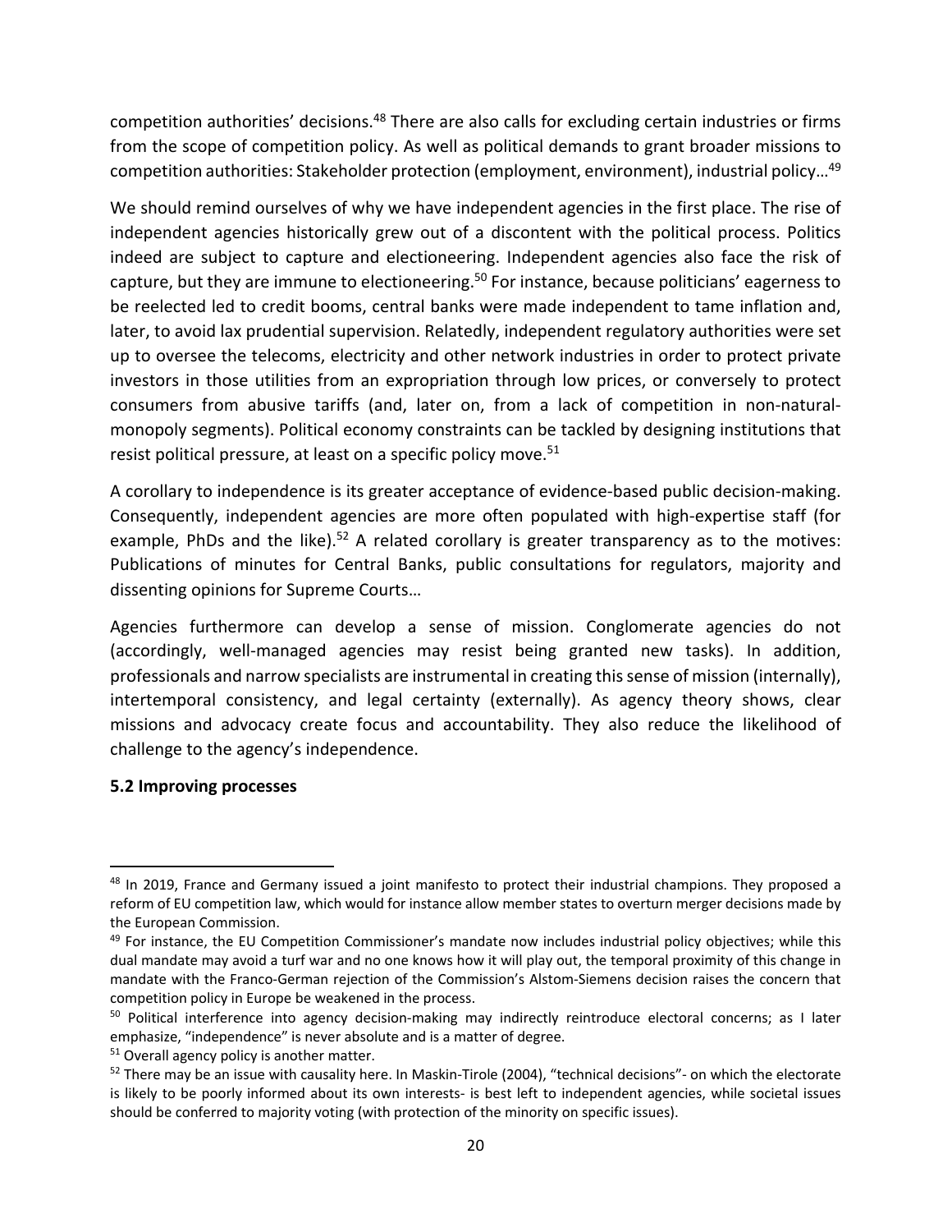competition authorities' decisions.[48] There are also calls for excluding certain industries or firms from the scope of competition policy. As well as political demands to grant broader missions to competition authorities: Stakeholder protection (employment, environment), industrial policy…[49]

We should remind ourselves of why we have independent agencies in the first place. The rise of independent agencies historically grew out of a discontent with the political process. Politics indeed are subject to capture and electioneering. Independent agencies also face the risk of capture, but they are immune to electioneering.[50] For instance, because politicians' eagerness to be reelected led to credit booms, central banks were made independent to tame inflation and, later, to avoid lax prudential supervision. Relatedly, independent regulatory authorities were set up to oversee the telecoms, electricity and other network industries in order to protect private investors in those utilities from an expropriation through low prices, or conversely to protect consumers from abusive tariffs (and, later on, from a lack of competition in non-natural-monopoly segments). Political economy constraints can be tackled by designing institutions that resist political pressure, at least on a specific policy move.[51]

A corollary to independence is its greater acceptance of evidence-based public decision-making. Consequently, independent agencies are more often populated with high-expertise staff (for example, PhDs and the like).[52] A related corollary is greater transparency as to the motives: Publications of minutes for Central Banks, public consultations for regulators, majority and dissenting opinions for Supreme Courts…

Agencies furthermore can develop a sense of mission. Conglomerate agencies do not (accordingly, well-managed agencies may resist being granted new tasks). In addition, professionals and narrow specialists are instrumental in creating this sense of mission (internally), intertemporal consistency, and legal certainty (externally). As agency theory shows, clear missions and advocacy create focus and accountability. They also reduce the likelihood of challenge to the agency's independence.

**5.2 Improving processes**

---

[48] In 2019, France and Germany issued a joint manifesto to protect their industrial champions. They proposed a reform of EU competition law, which would for instance allow member states to overturn merger decisions made by the European Commission.

[49] For instance, the EU Competition Commissioner's mandate now includes industrial policy objectives; while this dual mandate may avoid a turf war and no one knows how it will play out, the temporal proximity of this change in mandate with the Franco-German rejection of the Commission's Alstom-Siemens decision raises the concern that competition policy in Europe be weakened in the process.

[50] Political interference into agency decision-making may indirectly reintroduce electoral concerns; as I later emphasize, "independence" is never absolute and is a matter of degree.

[51] Overall agency policy is another matter.

[52] There may be an issue with causality here. In Maskin-Tirole (2004), "technical decisions"- on which the electorate is likely to be poorly informed about its own interests- is best left to independent agencies, while societal issues should be conferred to majority voting (with protection of the minority on specific issues).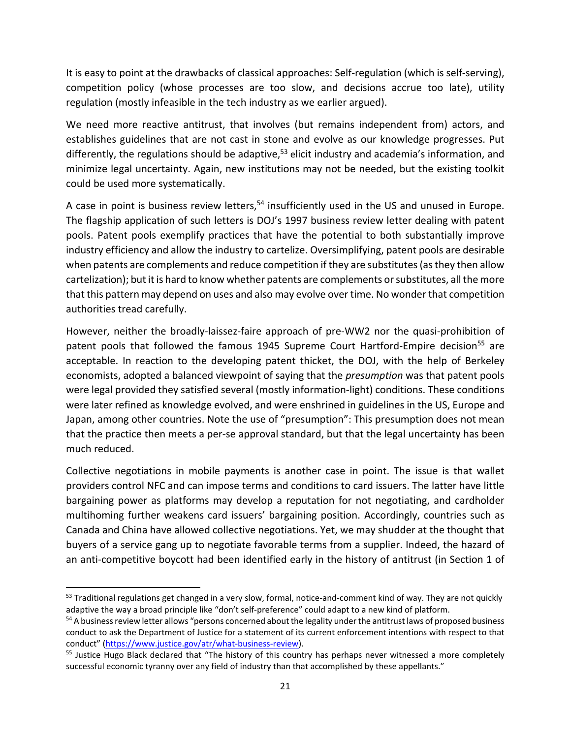It is easy to point at the drawbacks of classical approaches: Self-regulation (which is self-serving), competition policy (whose processes are too slow, and decisions accrue too late), utility regulation (mostly infeasible in the tech industry as we earlier argued).

We need more reactive antitrust, that involves (but remains independent from) actors, and establishes guidelines that are not cast in stone and evolve as our knowledge progresses. Put differently, the regulations should be adaptive,[53] elicit industry and academia's information, and minimize legal uncertainty. Again, new institutions may not be needed, but the existing toolkit could be used more systematically.

A case in point is business review letters,[54] insufficiently used in the US and unused in Europe. The flagship application of such letters is DOJ's 1997 business review letter dealing with patent pools. Patent pools exemplify practices that have the potential to both substantially improve industry efficiency and allow the industry to cartelize. Oversimplifying, patent pools are desirable when patents are complements and reduce competition if they are substitutes (as they then allow cartelization); but it is hard to know whether patents are complements or substitutes, all the more that this pattern may depend on uses and also may evolve over time. No wonder that competition authorities tread carefully.

However, neither the broadly-laissez-faire approach of pre-WW2 nor the quasi-prohibition of patent pools that followed the famous 1945 Supreme Court Hartford-Empire decision[55] are acceptable. In reaction to the developing patent thicket, the DOJ, with the help of Berkeley economists, adopted a balanced viewpoint of saying that the *presumption* was that patent pools were legal provided they satisfied several (mostly information-light) conditions. These conditions were later refined as knowledge evolved, and were enshrined in guidelines in the US, Europe and Japan, among other countries. Note the use of "presumption": This presumption does not mean that the practice then meets a per-se approval standard, but that the legal uncertainty has been much reduced.

Collective negotiations in mobile payments is another case in point. The issue is that wallet providers control NFC and can impose terms and conditions to card issuers. The latter have little bargaining power as platforms may develop a reputation for not negotiating, and cardholder multihoming further weakens card issuers' bargaining position. Accordingly, countries such as Canada and China have allowed collective negotiations. Yet, we may shudder at the thought that buyers of a service gang up to negotiate favorable terms from a supplier. Indeed, the hazard of an anti-competitive boycott had been identified early in the history of antitrust (in Section 1 of

---

[53] Traditional regulations get changed in a very slow, formal, notice-and-comment kind of way. They are not quickly adaptive the way a broad principle like "don't self-preference" could adapt to a new kind of platform.

[54] A business review letter allows "persons concerned about the legality under the antitrust laws of proposed business conduct to ask the Department of Justice for a statement of its current enforcement intentions with respect to that conduct" (https://www.justice.gov/atr/what-business-review).

[55] Justice Hugo Black declared that "The history of this country has perhaps never witnessed a more completely successful economic tyranny over any field of industry than that accomplished by these appellants."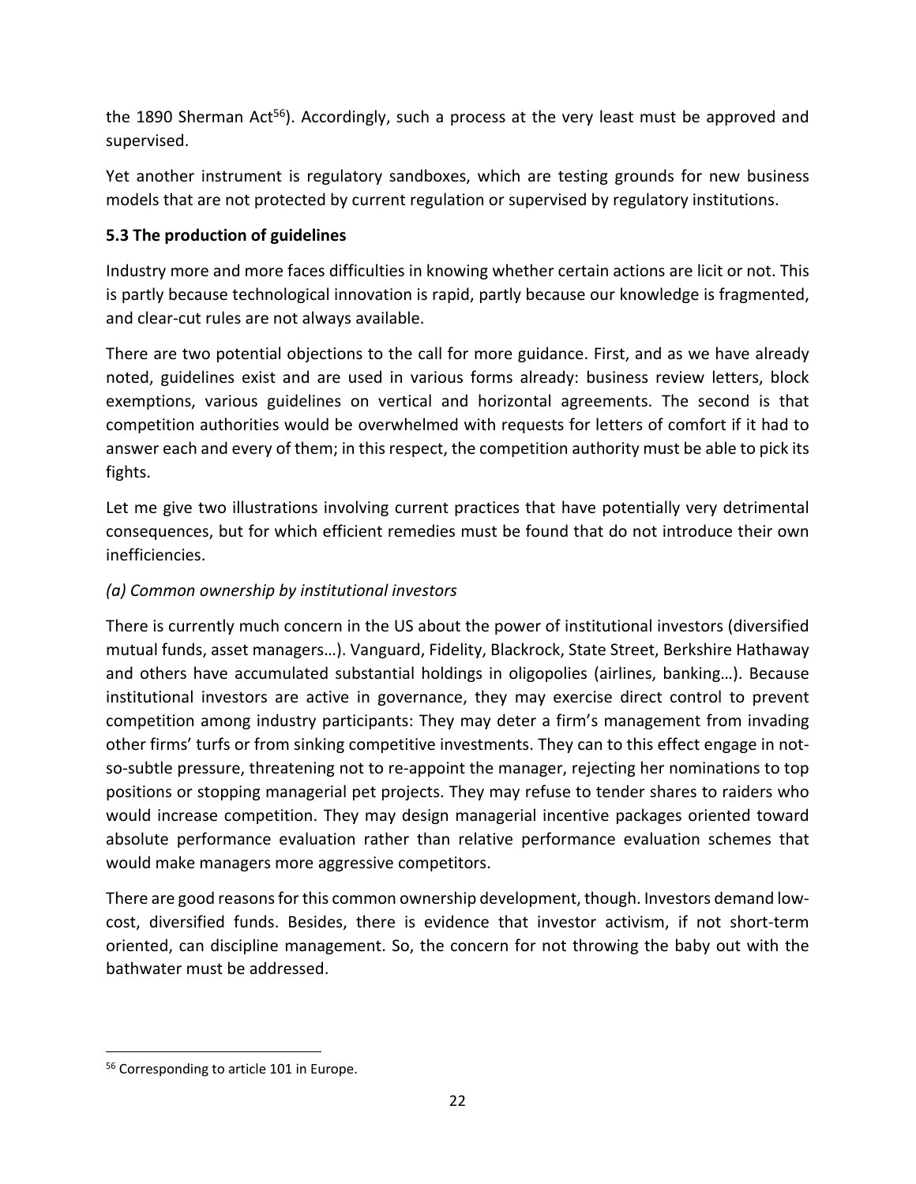the 1890 Sherman Act[56]). Accordingly, such a process at the very least must be approved and supervised.

Yet another instrument is regulatory sandboxes, which are testing grounds for new business models that are not protected by current regulation or supervised by regulatory institutions.

### 5.3 The production of guidelines

Industry more and more faces difficulties in knowing whether certain actions are licit or not. This is partly because technological innovation is rapid, partly because our knowledge is fragmented, and clear-cut rules are not always available.

There are two potential objections to the call for more guidance. First, and as we have already noted, guidelines exist and are used in various forms already: business review letters, block exemptions, various guidelines on vertical and horizontal agreements. The second is that competition authorities would be overwhelmed with requests for letters of comfort if it had to answer each and every of them; in this respect, the competition authority must be able to pick its fights.

Let me give two illustrations involving current practices that have potentially very detrimental consequences, but for which efficient remedies must be found that do not introduce their own inefficiencies.

*(a) Common ownership by institutional investors*

There is currently much concern in the US about the power of institutional investors (diversified mutual funds, asset managers…). Vanguard, Fidelity, Blackrock, State Street, Berkshire Hathaway and others have accumulated substantial holdings in oligopolies (airlines, banking…). Because institutional investors are active in governance, they may exercise direct control to prevent competition among industry participants: They may deter a firm's management from invading other firms' turfs or from sinking competitive investments. They can to this effect engage in not-so-subtle pressure, threatening not to re-appoint the manager, rejecting her nominations to top positions or stopping managerial pet projects. They may refuse to tender shares to raiders who would increase competition. They may design managerial incentive packages oriented toward absolute performance evaluation rather than relative performance evaluation schemes that would make managers more aggressive competitors.

There are good reasons for this common ownership development, though. Investors demand low-cost, diversified funds. Besides, there is evidence that investor activism, if not short-term oriented, can discipline management. So, the concern for not throwing the baby out with the bathwater must be addressed.

[56] Corresponding to article 101 in Europe.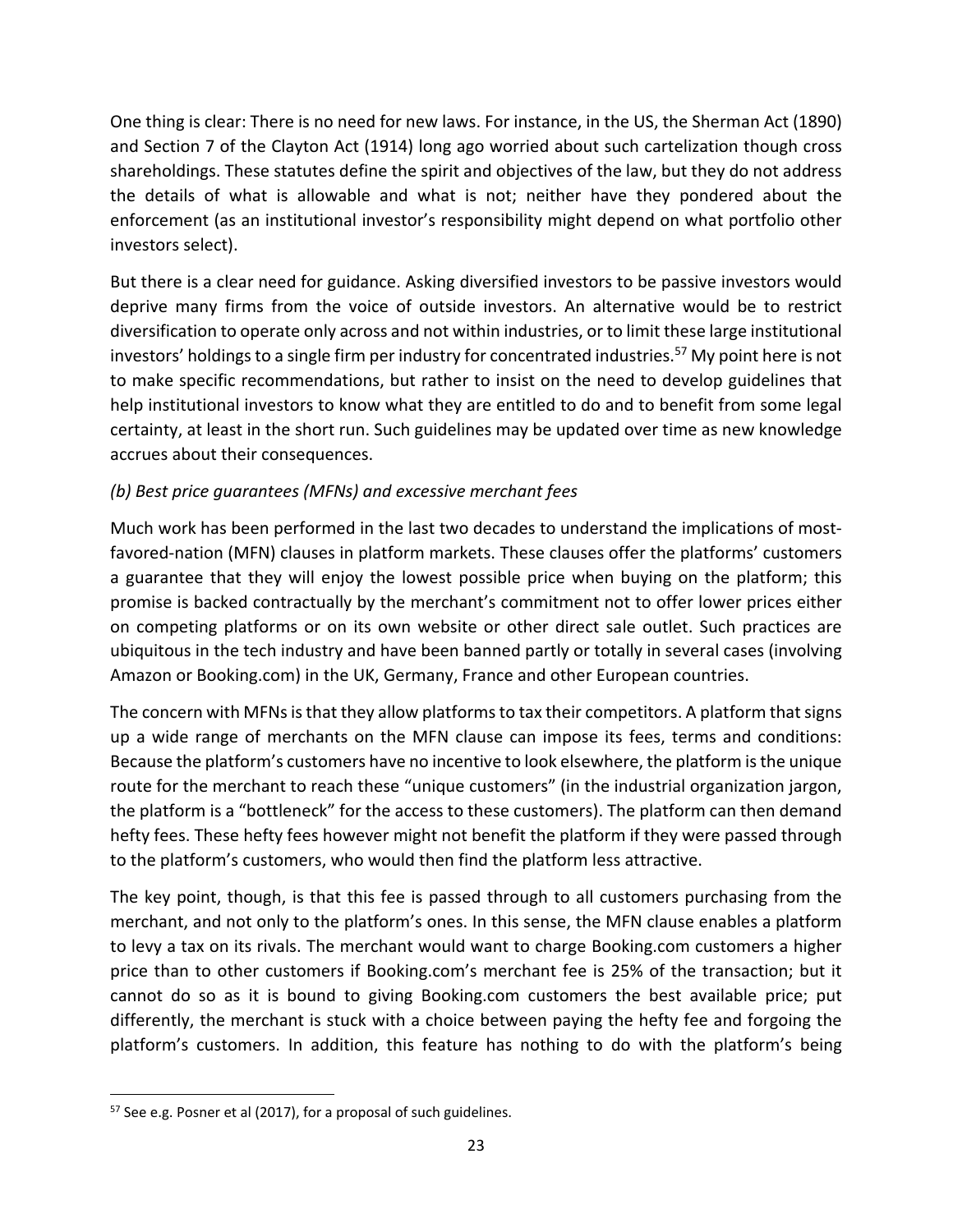One thing is clear: There is no need for new laws. For instance, in the US, the Sherman Act (1890) and Section 7 of the Clayton Act (1914) long ago worried about such cartelization though cross shareholdings. These statutes define the spirit and objectives of the law, but they do not address the details of what is allowable and what is not; neither have they pondered about the enforcement (as an institutional investor's responsibility might depend on what portfolio other investors select).

But there is a clear need for guidance. Asking diversified investors to be passive investors would deprive many firms from the voice of outside investors. An alternative would be to restrict diversification to operate only across and not within industries, or to limit these large institutional investors' holdings to a single firm per industry for concentrated industries.[57] My point here is not to make specific recommendations, but rather to insist on the need to develop guidelines that help institutional investors to know what they are entitled to do and to benefit from some legal certainty, at least in the short run. Such guidelines may be updated over time as new knowledge accrues about their consequences.

*(b) Best price guarantees (MFNs) and excessive merchant fees*

Much work has been performed in the last two decades to understand the implications of most-favored-nation (MFN) clauses in platform markets. These clauses offer the platforms' customers a guarantee that they will enjoy the lowest possible price when buying on the platform; this promise is backed contractually by the merchant's commitment not to offer lower prices either on competing platforms or on its own website or other direct sale outlet. Such practices are ubiquitous in the tech industry and have been banned partly or totally in several cases (involving Amazon or Booking.com) in the UK, Germany, France and other European countries.

The concern with MFNs is that they allow platforms to tax their competitors. A platform that signs up a wide range of merchants on the MFN clause can impose its fees, terms and conditions: Because the platform's customers have no incentive to look elsewhere, the platform is the unique route for the merchant to reach these "unique customers" (in the industrial organization jargon, the platform is a "bottleneck" for the access to these customers). The platform can then demand hefty fees. These hefty fees however might not benefit the platform if they were passed through to the platform's customers, who would then find the platform less attractive.

The key point, though, is that this fee is passed through to all customers purchasing from the merchant, and not only to the platform's ones. In this sense, the MFN clause enables a platform to levy a tax on its rivals. The merchant would want to charge Booking.com customers a higher price than to other customers if Booking.com's merchant fee is 25% of the transaction; but it cannot do so as it is bound to giving Booking.com customers the best available price; put differently, the merchant is stuck with a choice between paying the hefty fee and forgoing the platform's customers. In addition, this feature has nothing to do with the platform's being

---

[57] See e.g. Posner et al (2017), for a proposal of such guidelines.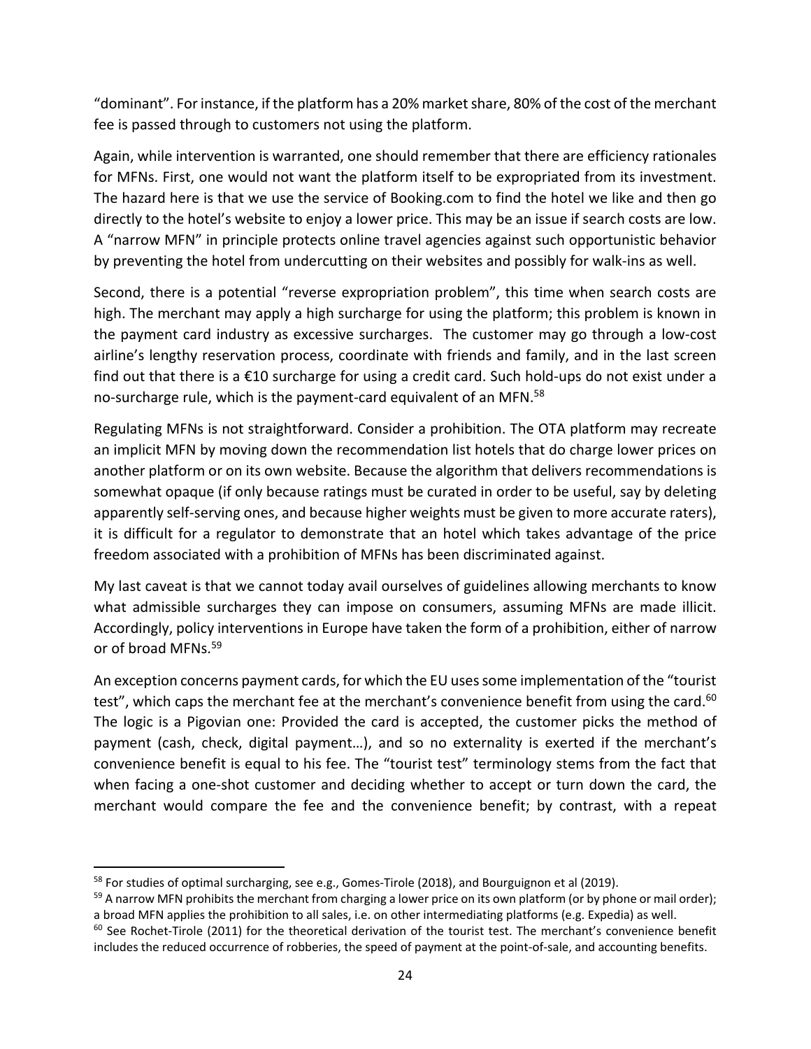"dominant". For instance, if the platform has a 20% market share, 80% of the cost of the merchant fee is passed through to customers not using the platform.

Again, while intervention is warranted, one should remember that there are efficiency rationales for MFNs. First, one would not want the platform itself to be expropriated from its investment. The hazard here is that we use the service of Booking.com to find the hotel we like and then go directly to the hotel's website to enjoy a lower price. This may be an issue if search costs are low. A "narrow MFN" in principle protects online travel agencies against such opportunistic behavior by preventing the hotel from undercutting on their websites and possibly for walk-ins as well.

Second, there is a potential "reverse expropriation problem", this time when search costs are high. The merchant may apply a high surcharge for using the platform; this problem is known in the payment card industry as excessive surcharges. The customer may go through a low-cost airline's lengthy reservation process, coordinate with friends and family, and in the last screen find out that there is a €10 surcharge for using a credit card. Such hold-ups do not exist under a no-surcharge rule, which is the payment-card equivalent of an MFN.[58]

Regulating MFNs is not straightforward. Consider a prohibition. The OTA platform may recreate an implicit MFN by moving down the recommendation list hotels that do charge lower prices on another platform or on its own website. Because the algorithm that delivers recommendations is somewhat opaque (if only because ratings must be curated in order to be useful, say by deleting apparently self-serving ones, and because higher weights must be given to more accurate raters), it is difficult for a regulator to demonstrate that an hotel which takes advantage of the price freedom associated with a prohibition of MFNs has been discriminated against.

My last caveat is that we cannot today avail ourselves of guidelines allowing merchants to know what admissible surcharges they can impose on consumers, assuming MFNs are made illicit. Accordingly, policy interventions in Europe have taken the form of a prohibition, either of narrow or of broad MFNs.[59]

An exception concerns payment cards, for which the EU uses some implementation of the "tourist test", which caps the merchant fee at the merchant's convenience benefit from using the card.[60] The logic is a Pigovian one: Provided the card is accepted, the customer picks the method of payment (cash, check, digital payment…), and so no externality is exerted if the merchant's convenience benefit is equal to his fee. The "tourist test" terminology stems from the fact that when facing a one-shot customer and deciding whether to accept or turn down the card, the merchant would compare the fee and the convenience benefit; by contrast, with a repeat

---

[58] For studies of optimal surcharging, see e.g., Gomes-Tirole (2018), and Bourguignon et al (2019).

[59] A narrow MFN prohibits the merchant from charging a lower price on its own platform (or by phone or mail order); a broad MFN applies the prohibition to all sales, i.e. on other intermediating platforms (e.g. Expedia) as well.

[60] See Rochet-Tirole (2011) for the theoretical derivation of the tourist test. The merchant's convenience benefit includes the reduced occurrence of robberies, the speed of payment at the point-of-sale, and accounting benefits.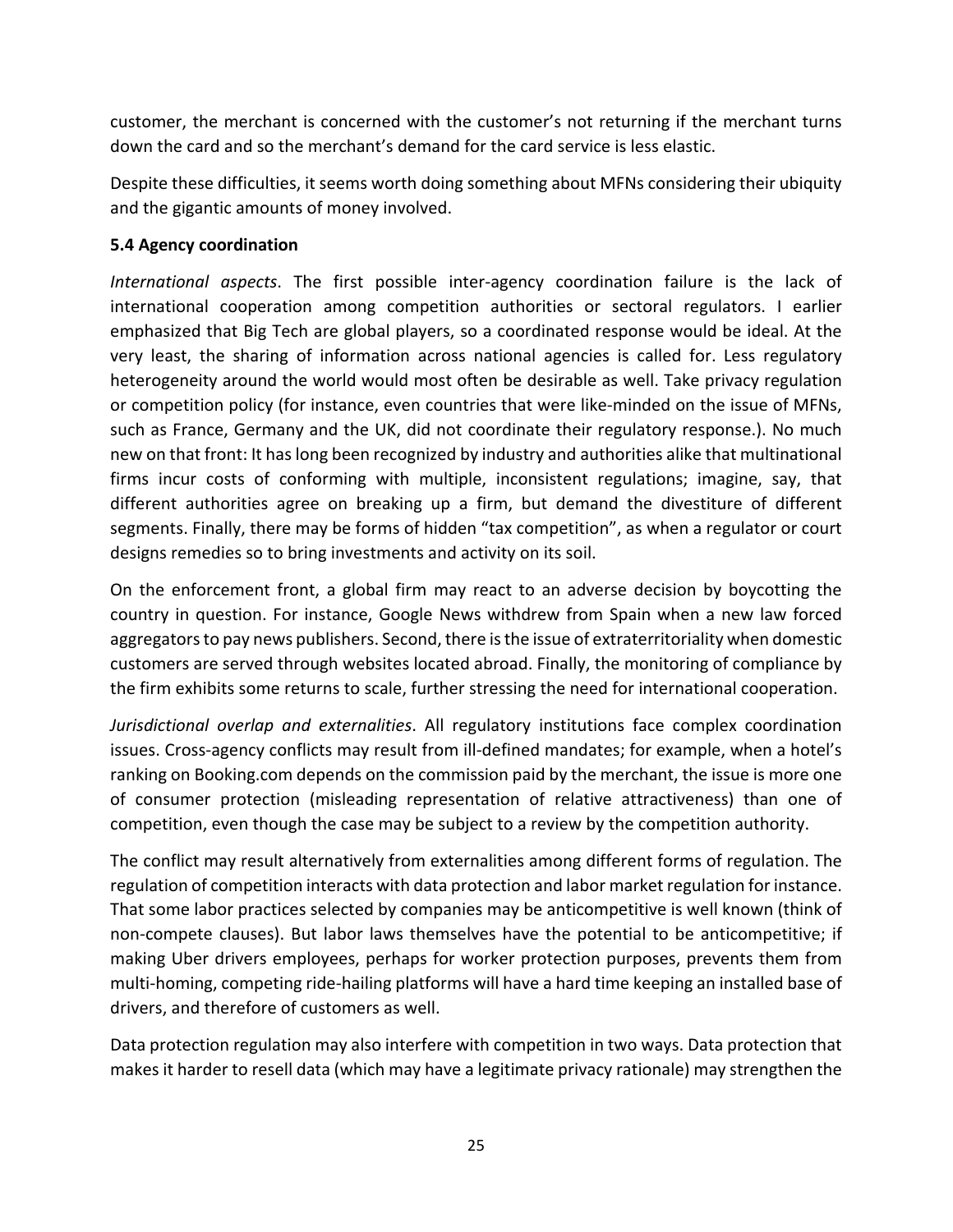customer, the merchant is concerned with the customer's not returning if the merchant turns down the card and so the merchant's demand for the card service is less elastic.

Despite these difficulties, it seems worth doing something about MFNs considering their ubiquity and the gigantic amounts of money involved.

### 5.4 Agency coordination

*International aspects*. The first possible inter-agency coordination failure is the lack of international cooperation among competition authorities or sectoral regulators. I earlier emphasized that Big Tech are global players, so a coordinated response would be ideal. At the very least, the sharing of information across national agencies is called for. Less regulatory heterogeneity around the world would most often be desirable as well. Take privacy regulation or competition policy (for instance, even countries that were like-minded on the issue of MFNs, such as France, Germany and the UK, did not coordinate their regulatory response.). No much new on that front: It has long been recognized by industry and authorities alike that multinational firms incur costs of conforming with multiple, inconsistent regulations; imagine, say, that different authorities agree on breaking up a firm, but demand the divestiture of different segments. Finally, there may be forms of hidden "tax competition", as when a regulator or court designs remedies so to bring investments and activity on its soil.

On the enforcement front, a global firm may react to an adverse decision by boycotting the country in question. For instance, Google News withdrew from Spain when a new law forced aggregators to pay news publishers. Second, there is the issue of extraterritoriality when domestic customers are served through websites located abroad. Finally, the monitoring of compliance by the firm exhibits some returns to scale, further stressing the need for international cooperation.

*Jurisdictional overlap and externalities*. All regulatory institutions face complex coordination issues. Cross-agency conflicts may result from ill-defined mandates; for example, when a hotel's ranking on Booking.com depends on the commission paid by the merchant, the issue is more one of consumer protection (misleading representation of relative attractiveness) than one of competition, even though the case may be subject to a review by the competition authority.

The conflict may result alternatively from externalities among different forms of regulation. The regulation of competition interacts with data protection and labor market regulation for instance. That some labor practices selected by companies may be anticompetitive is well known (think of non-compete clauses). But labor laws themselves have the potential to be anticompetitive; if making Uber drivers employees, perhaps for worker protection purposes, prevents them from multi-homing, competing ride-hailing platforms will have a hard time keeping an installed base of drivers, and therefore of customers as well.

Data protection regulation may also interfere with competition in two ways. Data protection that makes it harder to resell data (which may have a legitimate privacy rationale) may strengthen the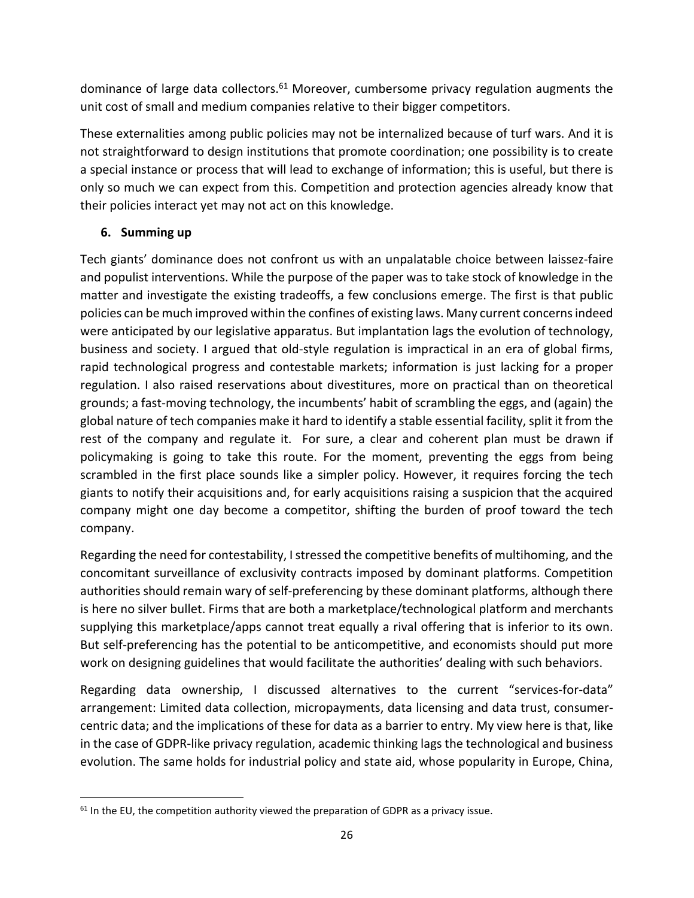dominance of large data collectors.[61] Moreover, cumbersome privacy regulation augments the unit cost of small and medium companies relative to their bigger competitors.

These externalities among public policies may not be internalized because of turf wars. And it is not straightforward to design institutions that promote coordination; one possibility is to create a special instance or process that will lead to exchange of information; this is useful, but there is only so much we can expect from this. Competition and protection agencies already know that their policies interact yet may not act on this knowledge.

## 6. Summing up

Tech giants' dominance does not confront us with an unpalatable choice between laissez-faire and populist interventions. While the purpose of the paper was to take stock of knowledge in the matter and investigate the existing tradeoffs, a few conclusions emerge. The first is that public policies can be much improved within the confines of existing laws. Many current concerns indeed were anticipated by our legislative apparatus. But implantation lags the evolution of technology, business and society. I argued that old-style regulation is impractical in an era of global firms, rapid technological progress and contestable markets; information is just lacking for a proper regulation. I also raised reservations about divestitures, more on practical than on theoretical grounds; a fast-moving technology, the incumbents' habit of scrambling the eggs, and (again) the global nature of tech companies make it hard to identify a stable essential facility, split it from the rest of the company and regulate it. For sure, a clear and coherent plan must be drawn if policymaking is going to take this route. For the moment, preventing the eggs from being scrambled in the first place sounds like a simpler policy. However, it requires forcing the tech giants to notify their acquisitions and, for early acquisitions raising a suspicion that the acquired company might one day become a competitor, shifting the burden of proof toward the tech company.

Regarding the need for contestability, I stressed the competitive benefits of multihoming, and the concomitant surveillance of exclusivity contracts imposed by dominant platforms. Competition authorities should remain wary of self-preferencing by these dominant platforms, although there is here no silver bullet. Firms that are both a marketplace/technological platform and merchants supplying this marketplace/apps cannot treat equally a rival offering that is inferior to its own. But self-preferencing has the potential to be anticompetitive, and economists should put more work on designing guidelines that would facilitate the authorities' dealing with such behaviors.

Regarding data ownership, I discussed alternatives to the current "services-for-data" arrangement: Limited data collection, micropayments, data licensing and data trust, consumer-centric data; and the implications of these for data as a barrier to entry. My view here is that, like in the case of GDPR-like privacy regulation, academic thinking lags the technological and business evolution. The same holds for industrial policy and state aid, whose popularity in Europe, China,

[61] In the EU, the competition authority viewed the preparation of GDPR as a privacy issue.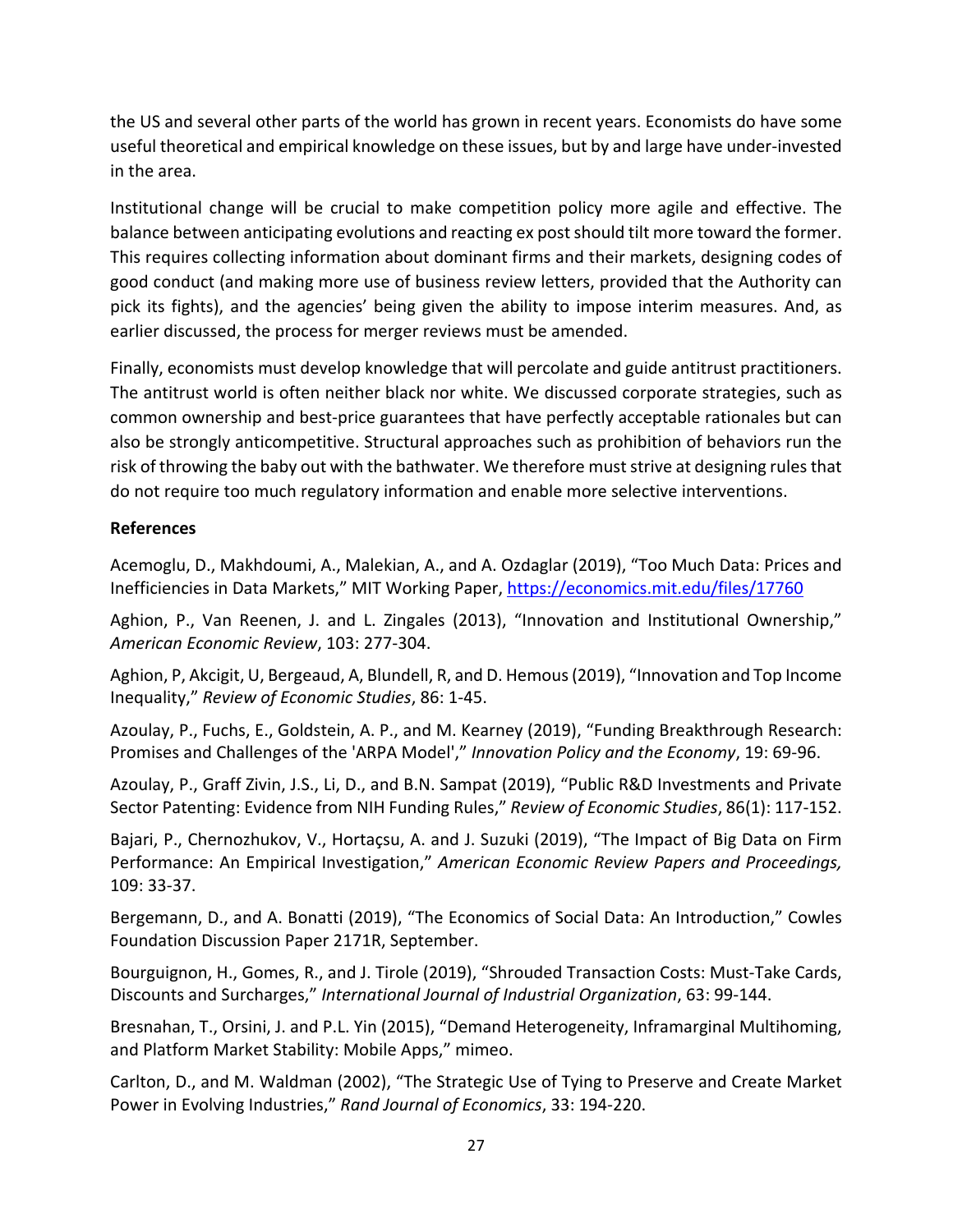the US and several other parts of the world has grown in recent years. Economists do have some useful theoretical and empirical knowledge on these issues, but by and large have under-invested in the area.

Institutional change will be crucial to make competition policy more agile and effective. The balance between anticipating evolutions and reacting ex post should tilt more toward the former. This requires collecting information about dominant firms and their markets, designing codes of good conduct (and making more use of business review letters, provided that the Authority can pick its fights), and the agencies' being given the ability to impose interim measures. And, as earlier discussed, the process for merger reviews must be amended.

Finally, economists must develop knowledge that will percolate and guide antitrust practitioners. The antitrust world is often neither black nor white. We discussed corporate strategies, such as common ownership and best-price guarantees that have perfectly acceptable rationales but can also be strongly anticompetitive. Structural approaches such as prohibition of behaviors run the risk of throwing the baby out with the bathwater. We therefore must strive at designing rules that do not require too much regulatory information and enable more selective interventions.

**References**

Acemoglu, D., Makhdoumi, A., Malekian, A., and A. Ozdaglar (2019), "Too Much Data: Prices and Inefficiencies in Data Markets," MIT Working Paper, https://economics.mit.edu/files/17760

Aghion, P., Van Reenen, J. and L. Zingales (2013), "Innovation and Institutional Ownership," *American Economic Review*, 103: 277-304.

Aghion, P, Akcigit, U, Bergeaud, A, Blundell, R, and D. Hemous (2019), "Innovation and Top Income Inequality," *Review of Economic Studies*, 86: 1-45.

Azoulay, P., Fuchs, E., Goldstein, A. P., and M. Kearney (2019), "Funding Breakthrough Research: Promises and Challenges of the 'ARPA Model'," *Innovation Policy and the Economy*, 19: 69-96.

Azoulay, P., Graff Zivin, J.S., Li, D., and B.N. Sampat (2019), "Public R&D Investments and Private Sector Patenting: Evidence from NIH Funding Rules," *Review of Economic Studies*, 86(1): 117-152.

Bajari, P., Chernozhukov, V., Hortaçsu, A. and J. Suzuki (2019), "The Impact of Big Data on Firm Performance: An Empirical Investigation," *American Economic Review Papers and Proceedings,* 109: 33-37.

Bergemann, D., and A. Bonatti (2019), "The Economics of Social Data: An Introduction," Cowles Foundation Discussion Paper 2171R, September.

Bourguignon, H., Gomes, R., and J. Tirole (2019), "Shrouded Transaction Costs: Must-Take Cards, Discounts and Surcharges," *International Journal of Industrial Organization*, 63: 99-144.

Bresnahan, T., Orsini, J. and P.L. Yin (2015), "Demand Heterogeneity, Inframarginal Multihoming, and Platform Market Stability: Mobile Apps," mimeo.

Carlton, D., and M. Waldman (2002), "The Strategic Use of Tying to Preserve and Create Market Power in Evolving Industries," *Rand Journal of Economics*, 33: 194-220.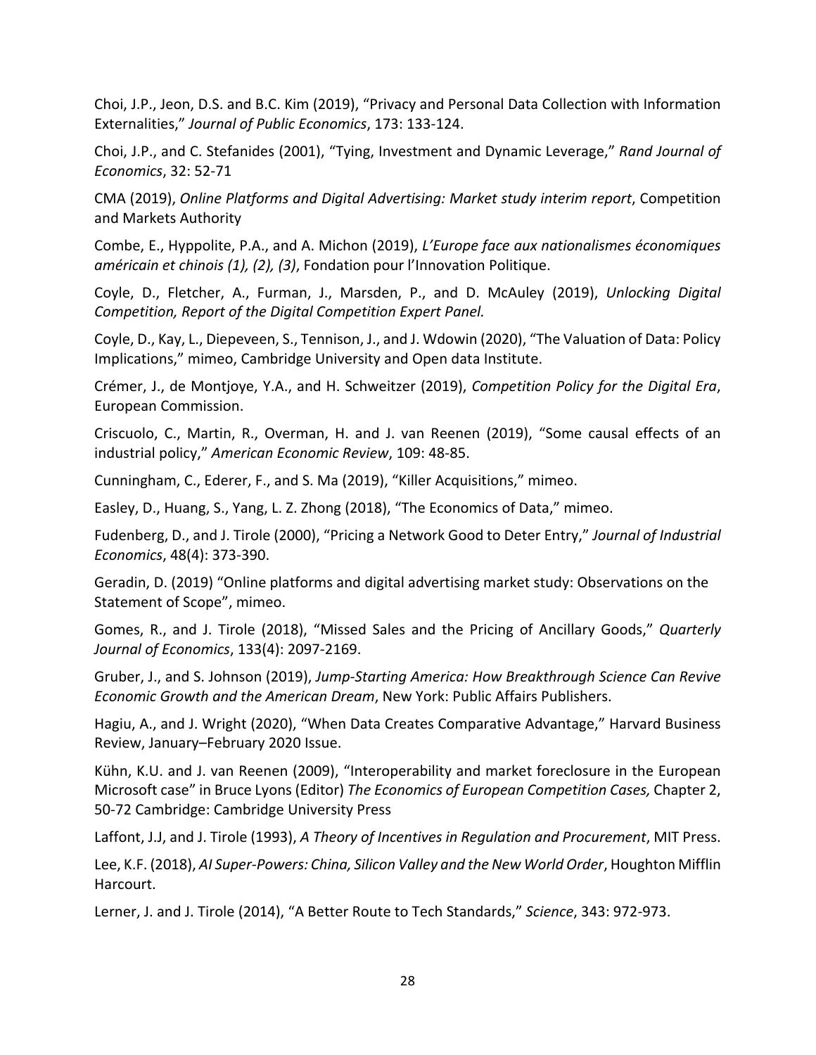Choi, J.P., Jeon, D.S. and B.C. Kim (2019), "Privacy and Personal Data Collection with Information Externalities," *Journal of Public Economics*, 173: 133-124.

Choi, J.P., and C. Stefanides (2001), "Tying, Investment and Dynamic Leverage," *Rand Journal of Economics*, 32: 52-71

CMA (2019), *Online Platforms and Digital Advertising: Market study interim report*, Competition and Markets Authority

Combe, E., Hyppolite, P.A., and A. Michon (2019), *L'Europe face aux nationalismes économiques américain et chinois (1), (2), (3)*, Fondation pour l'Innovation Politique.

Coyle, D., Fletcher, A., Furman, J., Marsden, P., and D. McAuley (2019), *Unlocking Digital Competition, Report of the Digital Competition Expert Panel.*

Coyle, D., Kay, L., Diepeveen, S., Tennison, J., and J. Wdowin (2020), "The Valuation of Data: Policy Implications," mimeo, Cambridge University and Open data Institute.

Crémer, J., de Montjoye, Y.A., and H. Schweitzer (2019), *Competition Policy for the Digital Era*, European Commission.

Criscuolo, C., Martin, R., Overman, H. and J. van Reenen (2019), "Some causal effects of an industrial policy," *American Economic Review*, 109: 48-85.

Cunningham, C., Ederer, F., and S. Ma (2019), "Killer Acquisitions," mimeo.

Easley, D., Huang, S., Yang, L. Z. Zhong (2018), "The Economics of Data," mimeo.

Fudenberg, D., and J. Tirole (2000), "Pricing a Network Good to Deter Entry," *Journal of Industrial Economics*, 48(4): 373-390.

Geradin, D. (2019) "Online platforms and digital advertising market study: Observations on the Statement of Scope", mimeo.

Gomes, R., and J. Tirole (2018), "Missed Sales and the Pricing of Ancillary Goods," *Quarterly Journal of Economics*, 133(4): 2097-2169.

Gruber, J., and S. Johnson (2019), *Jump-Starting America: How Breakthrough Science Can Revive Economic Growth and the American Dream*, New York: Public Affairs Publishers.

Hagiu, A., and J. Wright (2020), "When Data Creates Comparative Advantage," Harvard Business Review, January–February 2020 Issue.

Kühn, K.U. and J. van Reenen (2009), "Interoperability and market foreclosure in the European Microsoft case" in Bruce Lyons (Editor) *The Economics of European Competition Cases,* Chapter 2, 50-72 Cambridge: Cambridge University Press

Laffont, J.J, and J. Tirole (1993), *A Theory of Incentives in Regulation and Procurement*, MIT Press.

Lee, K.F. (2018), *AI Super-Powers: China, Silicon Valley and the New World Order*, Houghton Mifflin Harcourt.

Lerner, J. and J. Tirole (2014), "A Better Route to Tech Standards," *Science*, 343: 972-973.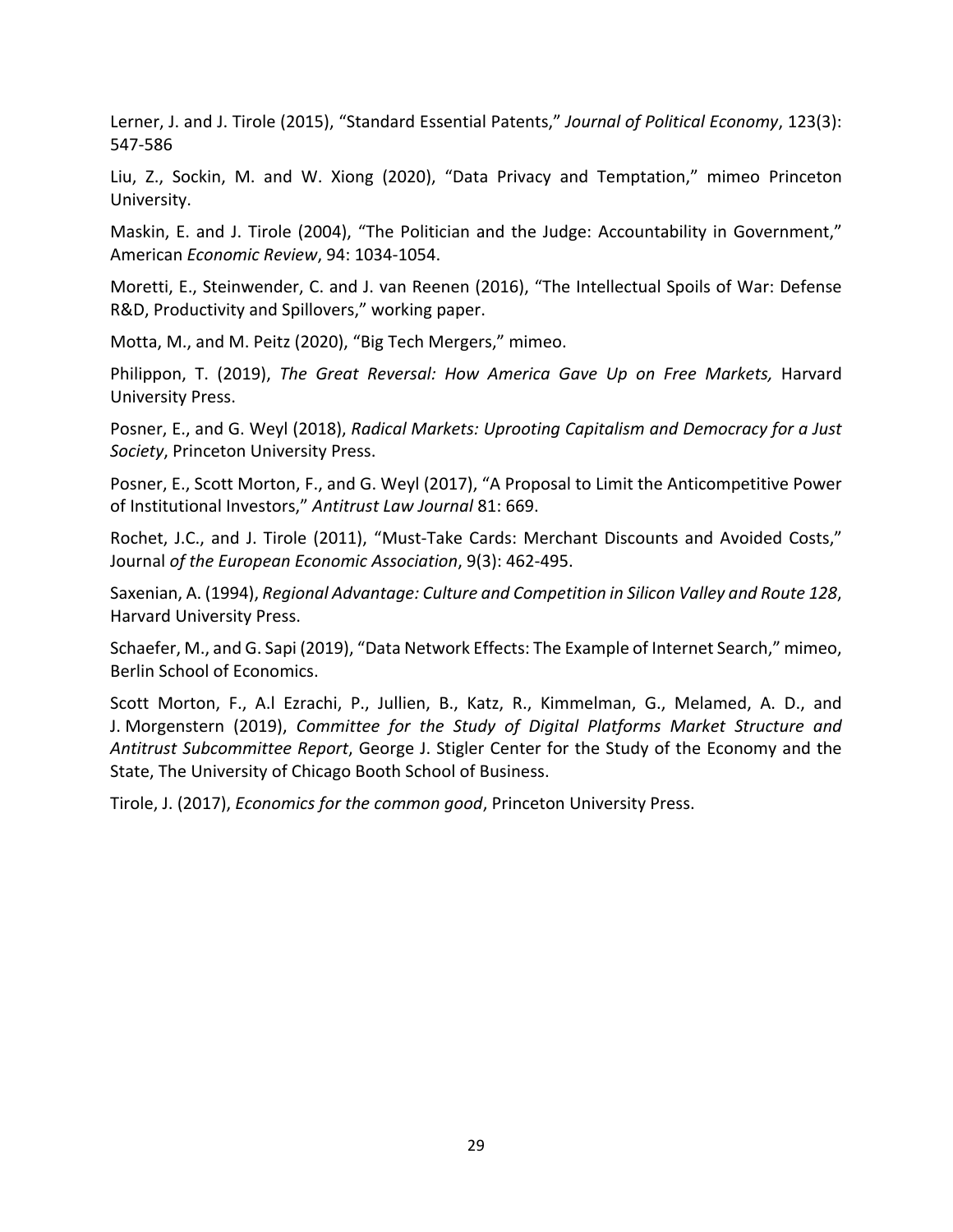Lerner, J. and J. Tirole (2015), "Standard Essential Patents," *Journal of Political Economy*, 123(3): 547-586

Liu, Z., Sockin, M. and W. Xiong (2020), "Data Privacy and Temptation," mimeo Princeton University.

Maskin, E. and J. Tirole (2004), "The Politician and the Judge: Accountability in Government," American *Economic Review*, 94: 1034-1054.

Moretti, E., Steinwender, C. and J. van Reenen (2016), "The Intellectual Spoils of War: Defense R&D, Productivity and Spillovers," working paper.

Motta, M., and M. Peitz (2020), "Big Tech Mergers," mimeo.

Philippon, T. (2019), *The Great Reversal: How America Gave Up on Free Markets,* Harvard University Press.

Posner, E., and G. Weyl (2018), *Radical Markets: Uprooting Capitalism and Democracy for a Just Society*, Princeton University Press.

Posner, E., Scott Morton, F., and G. Weyl (2017), "A Proposal to Limit the Anticompetitive Power of Institutional Investors," *Antitrust Law Journal* 81: 669.

Rochet, J.C., and J. Tirole (2011), "Must-Take Cards: Merchant Discounts and Avoided Costs," Journal *of the European Economic Association*, 9(3): 462-495.

Saxenian, A. (1994), *Regional Advantage: Culture and Competition in Silicon Valley and Route 128*, Harvard University Press.

Schaefer, M., and G. Sapi (2019), "Data Network Effects: The Example of Internet Search," mimeo, Berlin School of Economics.

Scott Morton, F., A.l Ezrachi, P., Jullien, B., Katz, R., Kimmelman, G., Melamed, A. D., and J. Morgenstern (2019), *Committee for the Study of Digital Platforms Market Structure and Antitrust Subcommittee Report*, George J. Stigler Center for the Study of the Economy and the State, The University of Chicago Booth School of Business.

Tirole, J. (2017), *Economics for the common good*, Princeton University Press.